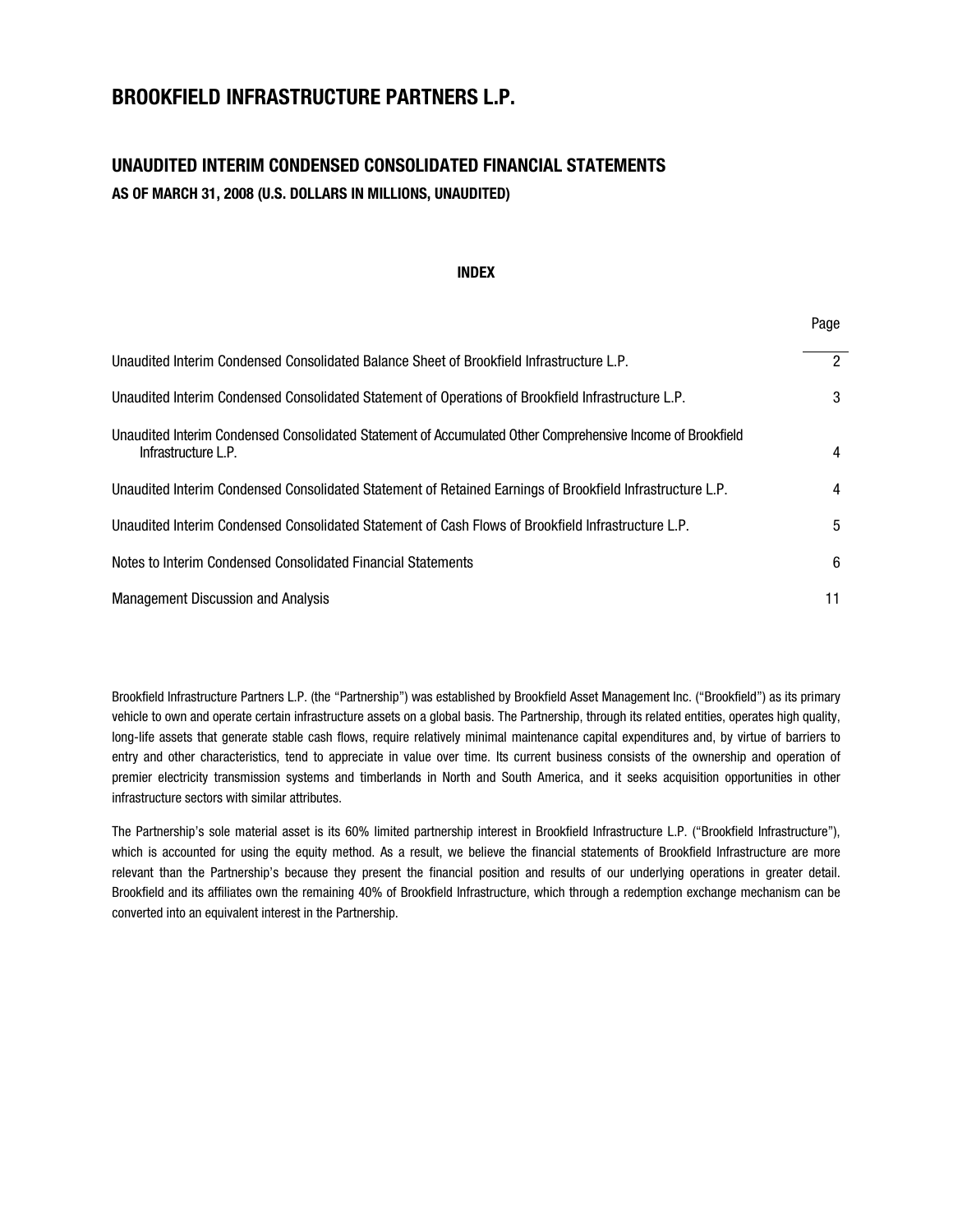# BROOKFIELD INFRASTRUCTURE PARTNERS L.P.

## UNAUDITED INTERIM CONDENSED CONSOLIDATED FINANCIAL STATEMENTS

**AS OF MARCH 31, 2008 (U.S. DOLLARS IN MILLIONS, UNAUDITED)**

**INDEX**

| | Page |
|---|---|
| Unaudited Interim Condensed Consolidated Balance Sheet of Brookfield Infrastructure L.P. | 2 |
| Unaudited Interim Condensed Consolidated Statement of Operations of Brookfield Infrastructure L.P. | 3 |
| Unaudited Interim Condensed Consolidated Statement of Accumulated Other Comprehensive Income of Brookfield Infrastructure L.P. | 4 |
| Unaudited Interim Condensed Consolidated Statement of Retained Earnings of Brookfield Infrastructure L.P. | 4 |
| Unaudited Interim Condensed Consolidated Statement of Cash Flows of Brookfield Infrastructure L.P. | 5 |
| Notes to Interim Condensed Consolidated Financial Statements | 6 |
| Management Discussion and Analysis | 11 |

Brookfield Infrastructure Partners L.P. (the "Partnership") was established by Brookfield Asset Management Inc. ("Brookfield") as its primary vehicle to own and operate certain infrastructure assets on a global basis. The Partnership, through its related entities, operates high quality, long-life assets that generate stable cash flows, require relatively minimal maintenance capital expenditures and, by virtue of barriers to entry and other characteristics, tend to appreciate in value over time. Its current business consists of the ownership and operation of premier electricity transmission systems and timberlands in North and South America, and it seeks acquisition opportunities in other infrastructure sectors with similar attributes.

The Partnership's sole material asset is its 60% limited partnership interest in Brookfield Infrastructure L.P. ("Brookfield Infrastructure"), which is accounted for using the equity method. As a result, we believe the financial statements of Brookfield Infrastructure are more relevant than the Partnership's because they present the financial position and results of our underlying operations in greater detail. Brookfield and its affiliates own the remaining 40% of Brookfield Infrastructure, which through a redemption exchange mechanism can be converted into an equivalent interest in the Partnership.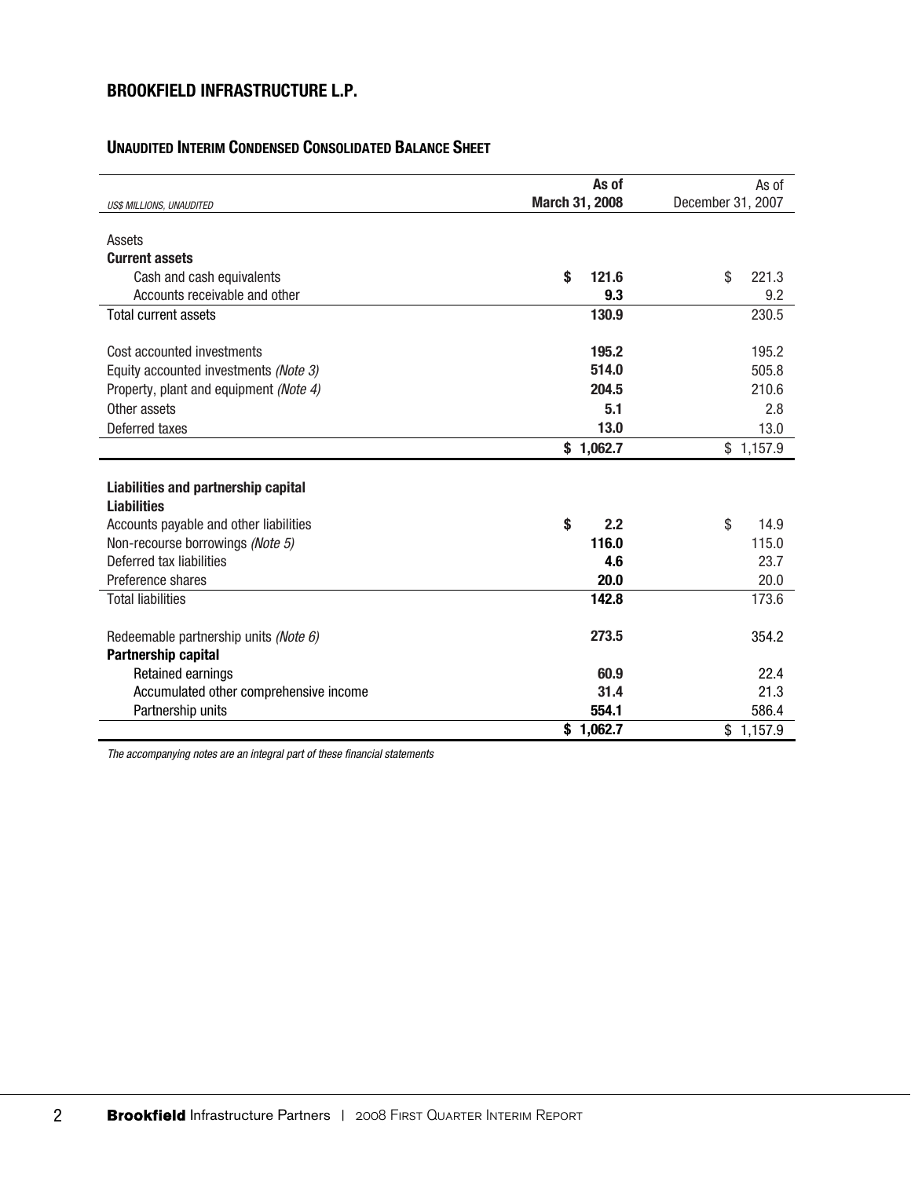## BROOKFIELD INFRASTRUCTURE L.P.

### UNAUDITED INTERIM CONDENSED CONSOLIDATED BALANCE SHEET

| *US$ MILLIONS, UNAUDITED* | **As of March 31, 2008** | As of December 31, 2007 |
|---|---|---|
| Assets | | |
| **Current assets** | | |
| Cash and cash equivalents | **$ 121.6** | $ 221.3 |
| Accounts receivable and other | **9.3** | 9.2 |
| Total current assets | **130.9** | 230.5 |
| Cost accounted investments | **195.2** | 195.2 |
| Equity accounted investments *(Note 3)* | **514.0** | 505.8 |
| Property, plant and equipment *(Note 4)* | **204.5** | 210.6 |
| Other assets | **5.1** | 2.8 |
| Deferred taxes | **13.0** | 13.0 |
| | **$ 1,062.7** | $ 1,157.9 |
| **Liabilities and partnership capital** | | |
| **Liabilities** | | |
| Accounts payable and other liabilities | **$ 2.2** | $ 14.9 |
| Non-recourse borrowings *(Note 5)* | **116.0** | 115.0 |
| Deferred tax liabilities | **4.6** | 23.7 |
| Preference shares | **20.0** | 20.0 |
| Total liabilities | **142.8** | 173.6 |
| Redeemable partnership units *(Note 6)* | **273.5** | 354.2 |
| **Partnership capital** | | |
| Retained earnings | **60.9** | 22.4 |
| Accumulated other comprehensive income | **31.4** | 21.3 |
| Partnership units | **554.1** | 586.4 |
| | **$ 1,062.7** | $ 1,157.9 |

*The accompanying notes are an integral part of these financial statements*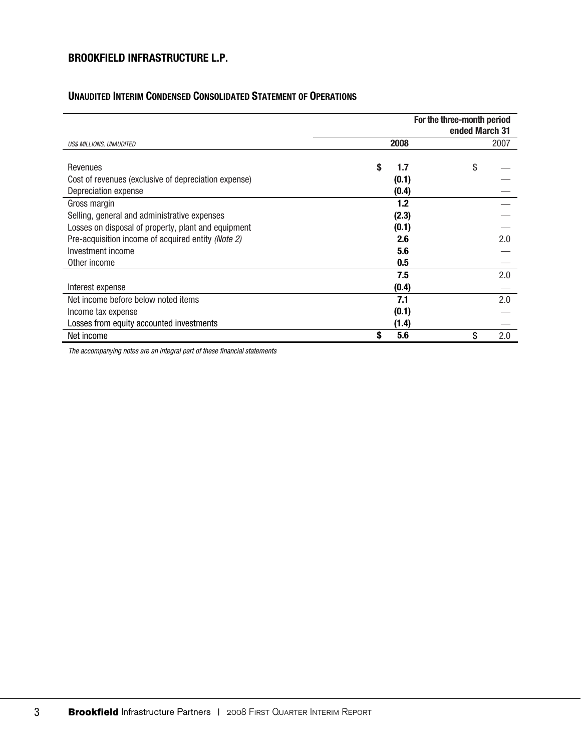## BROOKFIELD INFRASTRUCTURE L.P.

### UNAUDITED INTERIM CONDENSED CONSOLIDATED STATEMENT OF OPERATIONS

| | For the three-month period ended March 31 | |
|---|---|---|
| *US$ MILLIONS, UNAUDITED* | **2008** | 2007 |
| Revenues | **$ 1.7** | $ — |
| Cost of revenues (exclusive of depreciation expense) | **(0.1)** | — |
| Depreciation expense | **(0.4)** | — |
| Gross margin | **1.2** | — |
| Selling, general and administrative expenses | **(2.3)** | — |
| Losses on disposal of property, plant and equipment | **(0.1)** | — |
| Pre-acquisition income of acquired entity *(Note 2)* | **2.6** | 2.0 |
| Investment income | **5.6** | — |
| Other income | **0.5** | — |
| | **7.5** | 2.0 |
| Interest expense | **(0.4)** | — |
| Net income before below noted items | **7.1** | 2.0 |
| Income tax expense | **(0.1)** | — |
| Losses from equity accounted investments | **(1.4)** | — |
| Net income | **$ 5.6** | $ 2.0 |

*The accompanying notes are an integral part of these financial statements*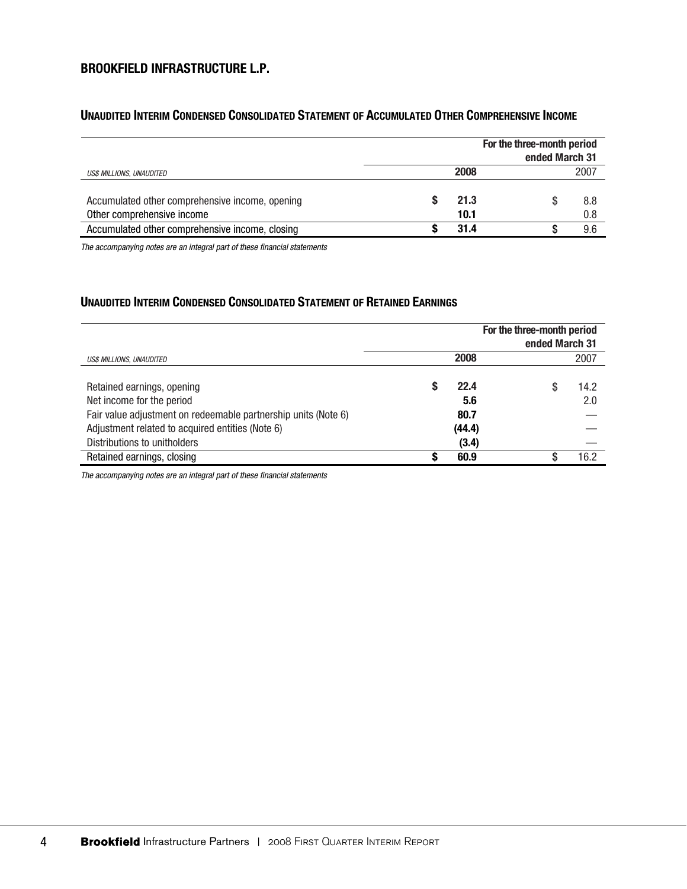## BROOKFIELD INFRASTRUCTURE L.P.

### UNAUDITED INTERIM CONDENSED CONSOLIDATED STATEMENT OF ACCUMULATED OTHER COMPREHENSIVE INCOME

| *US$ MILLIONS, UNAUDITED* | For the three-month period ended March 31 2008 | 2007 |
|---|---|---|
| Accumulated other comprehensive income, opening | **$ 21.3** | $ 8.8 |
| Other comprehensive income | **10.1** | 0.8 |
| Accumulated other comprehensive income, closing | **$ 31.4** | $ 9.6 |

*The accompanying notes are an integral part of these financial statements*

### UNAUDITED INTERIM CONDENSED CONSOLIDATED STATEMENT OF RETAINED EARNINGS

| *US$ MILLIONS, UNAUDITED* | For the three-month period ended March 31 2008 | 2007 |
|---|---|---|
| Retained earnings, opening | **$ 22.4** | $ 14.2 |
| Net income for the period | **5.6** | 2.0 |
| Fair value adjustment on redeemable partnership units (Note 6) | **80.7** | — |
| Adjustment related to acquired entities (Note 6) | **(44.4)** | — |
| Distributions to unitholders | **(3.4)** | — |
| Retained earnings, closing | **$ 60.9** | $ 16.2 |

*The accompanying notes are an integral part of these financial statements*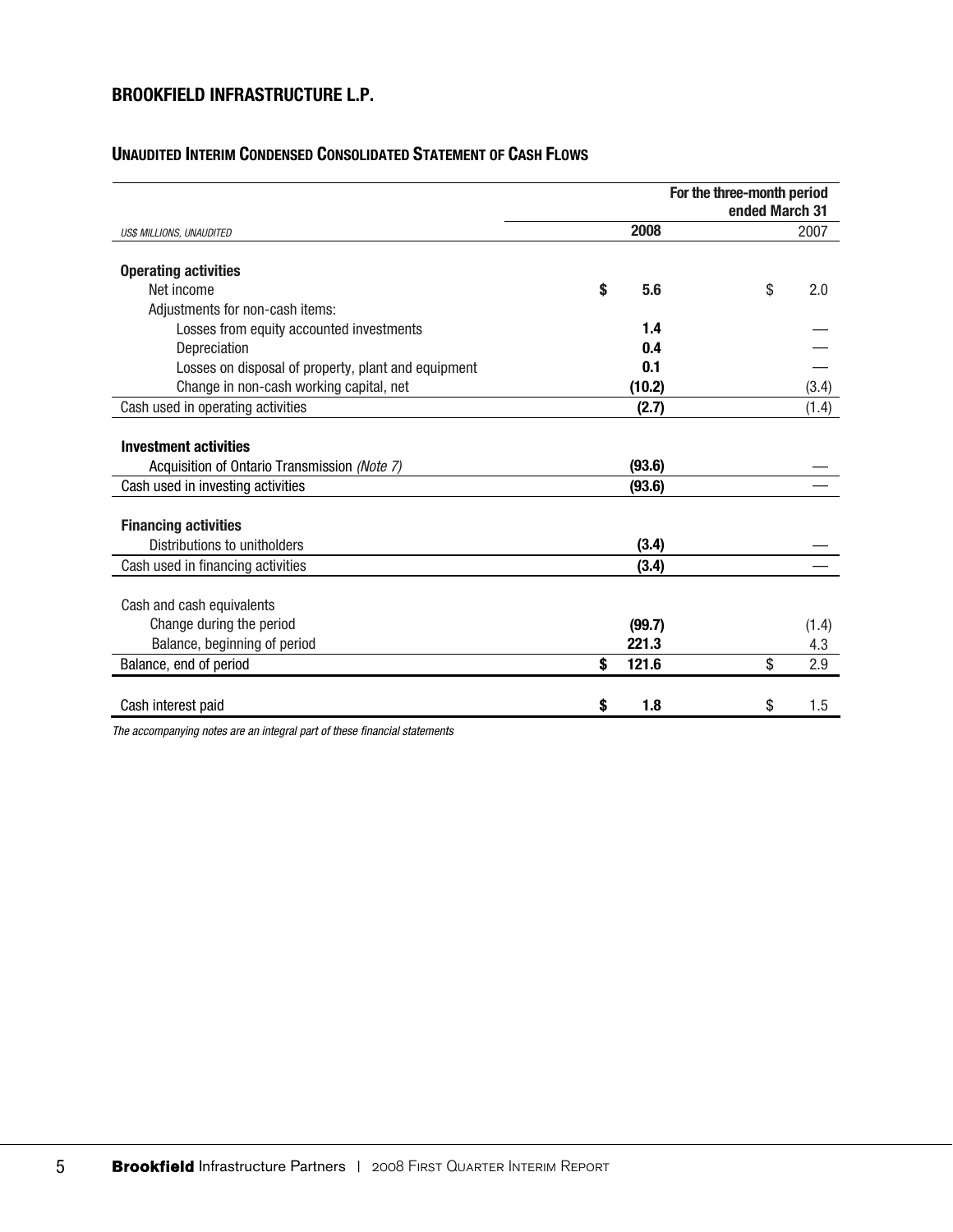## BROOKFIELD INFRASTRUCTURE L.P.

### UNAUDITED INTERIM CONDENSED CONSOLIDATED STATEMENT OF CASH FLOWS

| *US$ MILLIONS, UNAUDITED* | For the three-month period ended March 31 2008 | 2007 |
|---|---|---|
| **Operating activities** | | |
| Net income | **$ 5.6** | $ 2.0 |
| Adjustments for non-cash items: | | |
| Losses from equity accounted investments | **1.4** | — |
| Depreciation | **0.4** | — |
| Losses on disposal of property, plant and equipment | **0.1** | — |
| Change in non-cash working capital, net | **(10.2)** | (3.4) |
| Cash used in operating activities | **(2.7)** | (1.4) |
| **Investment activities** | | |
| Acquisition of Ontario Transmission *(Note 7)* | **(93.6)** | — |
| Cash used in investing activities | **(93.6)** | — |
| **Financing activities** | | |
| Distributions to unitholders | **(3.4)** | — |
| Cash used in financing activities | **(3.4)** | — |
| Cash and cash equivalents | | |
| Change during the period | **(99.7)** | (1.4) |
| Balance, beginning of period | **221.3** | 4.3 |
| Balance, end of period | **$ 121.6** | $ 2.9 |
| Cash interest paid | **$ 1.8** | $ 1.5 |

*The accompanying notes are an integral part of these financial statements*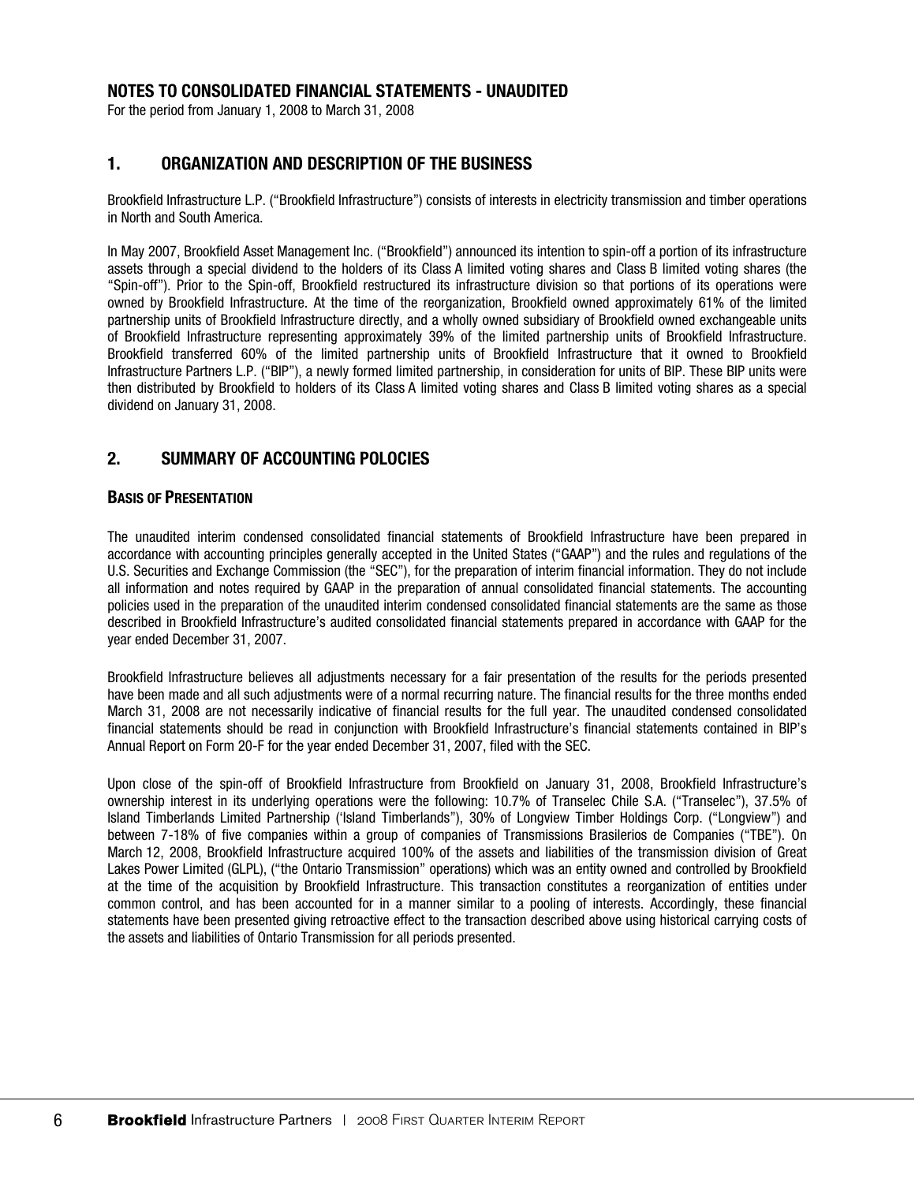# NOTES TO CONSOLIDATED FINANCIAL STATEMENTS - UNAUDITED

For the period from January 1, 2008 to March 31, 2008

## 1. ORGANIZATION AND DESCRIPTION OF THE BUSINESS

Brookfield Infrastructure L.P. ("Brookfield Infrastructure") consists of interests in electricity transmission and timber operations in North and South America.

In May 2007, Brookfield Asset Management Inc. ("Brookfield") announced its intention to spin-off a portion of its infrastructure assets through a special dividend to the holders of its Class A limited voting shares and Class B limited voting shares (the "Spin-off"). Prior to the Spin-off, Brookfield restructured its infrastructure division so that portions of its operations were owned by Brookfield Infrastructure. At the time of the reorganization, Brookfield owned approximately 61% of the limited partnership units of Brookfield Infrastructure directly, and a wholly owned subsidiary of Brookfield owned exchangeable units of Brookfield Infrastructure representing approximately 39% of the limited partnership units of Brookfield Infrastructure. Brookfield transferred 60% of the limited partnership units of Brookfield Infrastructure that it owned to Brookfield Infrastructure Partners L.P. ("BIP"), a newly formed limited partnership, in consideration for units of BIP. These BIP units were then distributed by Brookfield to holders of its Class A limited voting shares and Class B limited voting shares as a special dividend on January 31, 2008.

## 2. SUMMARY OF ACCOUNTING POLOCIES

### BASIS OF PRESENTATION

The unaudited interim condensed consolidated financial statements of Brookfield Infrastructure have been prepared in accordance with accounting principles generally accepted in the United States ("GAAP") and the rules and regulations of the U.S. Securities and Exchange Commission (the "SEC"), for the preparation of interim financial information. They do not include all information and notes required by GAAP in the preparation of annual consolidated financial statements. The accounting policies used in the preparation of the unaudited interim condensed consolidated financial statements are the same as those described in Brookfield Infrastructure's audited consolidated financial statements prepared in accordance with GAAP for the year ended December 31, 2007.

Brookfield Infrastructure believes all adjustments necessary for a fair presentation of the results for the periods presented have been made and all such adjustments were of a normal recurring nature. The financial results for the three months ended March 31, 2008 are not necessarily indicative of financial results for the full year. The unaudited condensed consolidated financial statements should be read in conjunction with Brookfield Infrastructure's financial statements contained in BIP's Annual Report on Form 20-F for the year ended December 31, 2007, filed with the SEC.

Upon close of the spin-off of Brookfield Infrastructure from Brookfield on January 31, 2008, Brookfield Infrastructure's ownership interest in its underlying operations were the following: 10.7% of Transelec Chile S.A. ("Transelec"), 37.5% of Island Timberlands Limited Partnership ('Island Timberlands"), 30% of Longview Timber Holdings Corp. ("Longview") and between 7-18% of five companies within a group of companies of Transmissions Brasilerios de Companies ("TBE"). On March 12, 2008, Brookfield Infrastructure acquired 100% of the assets and liabilities of the transmission division of Great Lakes Power Limited (GLPL), ("the Ontario Transmission" operations) which was an entity owned and controlled by Brookfield at the time of the acquisition by Brookfield Infrastructure. This transaction constitutes a reorganization of entities under common control, and has been accounted for in a manner similar to a pooling of interests. Accordingly, these financial statements have been presented giving retroactive effect to the transaction described above using historical carrying costs of the assets and liabilities of Ontario Transmission for all periods presented.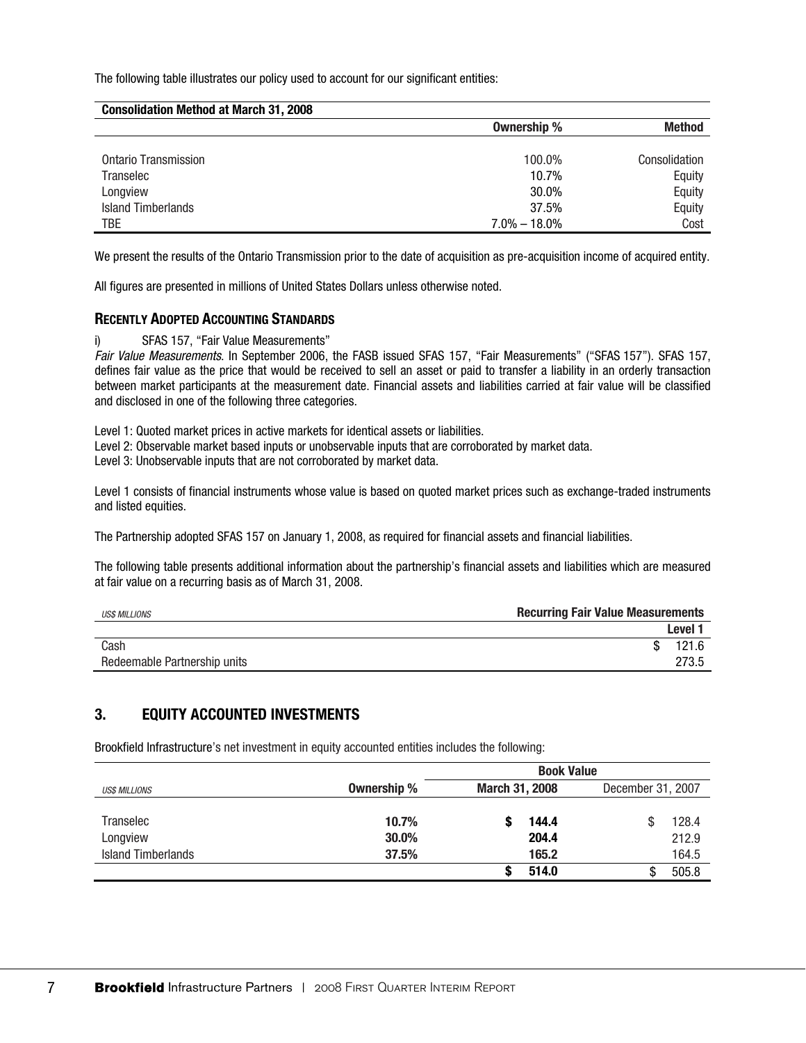The following table illustrates our policy used to account for our significant entities:

| Consolidation Method at March 31, 2008 | Ownership % | Method |
|---|---|---|
| Ontario Transmission | 100.0% | Consolidation |
| Transelec | 10.7% | Equity |
| Longview | 30.0% | Equity |
| Island Timberlands | 37.5% | Equity |
| TBE | 7.0% – 18.0% | Cost |

We present the results of the Ontario Transmission prior to the date of acquisition as pre-acquisition income of acquired entity.

All figures are presented in millions of United States Dollars unless otherwise noted.

### RECENTLY ADOPTED ACCOUNTING STANDARDS

i) SFAS 157, "Fair Value Measurements"

*Fair Value Measurements*. In September 2006, the FASB issued SFAS 157, "Fair Measurements" ("SFAS 157"). SFAS 157, defines fair value as the price that would be received to sell an asset or paid to transfer a liability in an orderly transaction between market participants at the measurement date. Financial assets and liabilities carried at fair value will be classified and disclosed in one of the following three categories.

Level 1: Quoted market prices in active markets for identical assets or liabilities.
Level 2: Observable market based inputs or unobservable inputs that are corroborated by market data.
Level 3: Unobservable inputs that are not corroborated by market data.

Level 1 consists of financial instruments whose value is based on quoted market prices such as exchange-traded instruments and listed equities.

The Partnership adopted SFAS 157 on January 1, 2008, as required for financial assets and financial liabilities.

The following table presents additional information about the partnership's financial assets and liabilities which are measured at fair value on a recurring basis as of March 31, 2008.

| *US$ MILLIONS* | Recurring Fair Value Measurements |
|---|---|
| | Level 1 |
| Cash | $ 121.6 |
| Redeemable Partnership units | 273.5 |

## 3. EQUITY ACCOUNTED INVESTMENTS

Brookfield Infrastructure's net investment in equity accounted entities includes the following:

| | | Book Value | |
|---|---|---|---|
| *US$ MILLIONS* | Ownership % | March 31, 2008 | December 31, 2007 |
| Transelec | **10.7%** | **$ 144.4** | $ 128.4 |
| Longview | **30.0%** | **204.4** | 212.9 |
| Island Timberlands | **37.5%** | **165.2** | 164.5 |
| | | **$ 514.0** | $ 505.8 |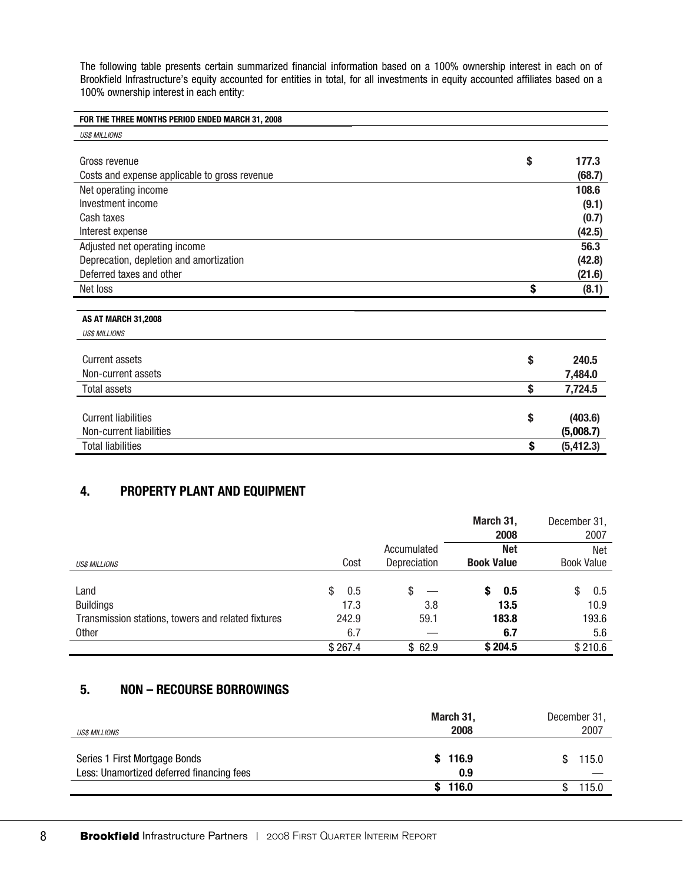The following table presents certain summarized financial information based on a 100% ownership interest in each on of Brookfield Infrastructure's equity accounted for entities in total, for all investments in equity accounted affiliates based on a 100% ownership interest in each entity:

| FOR THE THREE MONTHS PERIOD ENDED MARCH 31, 2008 | |
|---|---|
| *US$ MILLIONS* | |
| Gross revenue | $ 177.3 |
| Costs and expense applicable to gross revenue | (68.7) |
| Net operating income | 108.6 |
| Investment income | (9.1) |
| Cash taxes | (0.7) |
| Interest expense | (42.5) |
| Adjusted net operating income | 56.3 |
| Deprecation, depletion and amortization | (42.8) |
| Deferred taxes and other | (21.6) |
| Net loss | $ (8.1) |

| AS AT MARCH 31,2008 | |
|---|---|
| *US$ MILLIONS* | |
| Current assets | $ 240.5 |
| Non-current assets | 7,484.0 |
| Total assets | $ 7,724.5 |
| Current liabilities | $ (403.6) |
| Non-current liabilities | (5,008.7) |
| Total liabilities | $ (5,412.3) |

## 4. PROPERTY PLANT AND EQUIPMENT

| | | | **March 31, 2008** | December 31, 2007 |
|---|---|---|---|---|
| *US$ MILLIONS* | Cost | Accumulated Depreciation | **Net Book Value** | Net Book Value |
| Land | $ 0.5 | $ — | **$ 0.5** | $ 0.5 |
| Buildings | 17.3 | 3.8 | **13.5** | 10.9 |
| Transmission stations, towers and related fixtures | 242.9 | 59.1 | **183.8** | 193.6 |
| Other | 6.7 | — | **6.7** | 5.6 |
| | $ 267.4 | $ 62.9 | **$ 204.5** | $ 210.6 |

## 5. NON – RECOURSE BORROWINGS

| *US$ MILLIONS* | **March 31, 2008** | December 31, 2007 |
|---|---|---|
| Series 1 First Mortgage Bonds | **$ 116.9** | $ 115.0 |
| Less: Unamortized deferred financing fees | **0.9** | — |
| | **$ 116.0** | $ 115.0 |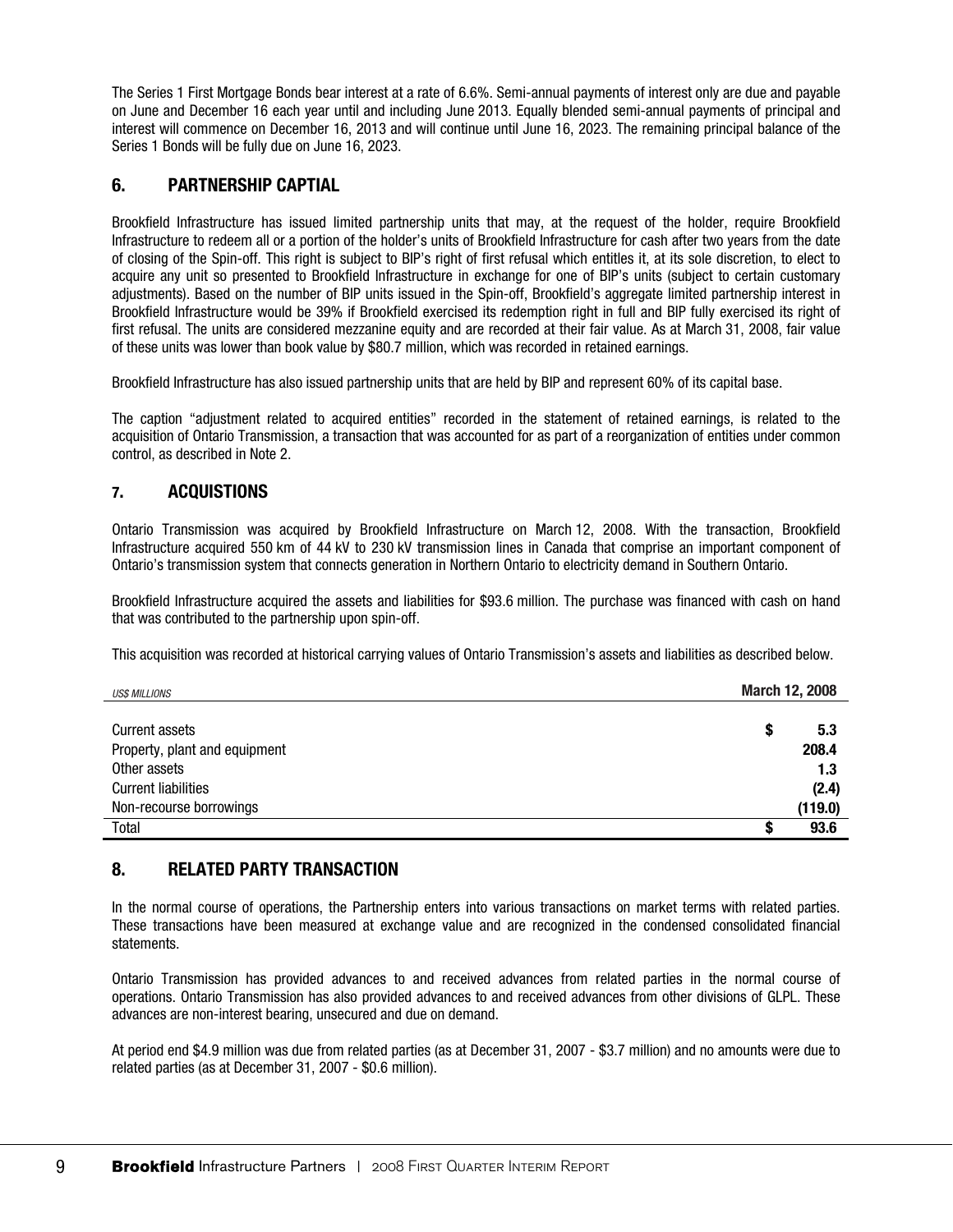The Series 1 First Mortgage Bonds bear interest at a rate of 6.6%. Semi-annual payments of interest only are due and payable on June and December 16 each year until and including June 2013. Equally blended semi-annual payments of principal and interest will commence on December 16, 2013 and will continue until June 16, 2023. The remaining principal balance of the Series 1 Bonds will be fully due on June 16, 2023.

## 6. PARTNERSHIP CAPTIAL

Brookfield Infrastructure has issued limited partnership units that may, at the request of the holder, require Brookfield Infrastructure to redeem all or a portion of the holder's units of Brookfield Infrastructure for cash after two years from the date of closing of the Spin-off. This right is subject to BIP's right of first refusal which entitles it, at its sole discretion, to elect to acquire any unit so presented to Brookfield Infrastructure in exchange for one of BIP's units (subject to certain customary adjustments). Based on the number of BIP units issued in the Spin-off, Brookfield's aggregate limited partnership interest in Brookfield Infrastructure would be 39% if Brookfield exercised its redemption right in full and BIP fully exercised its right of first refusal. The units are considered mezzanine equity and are recorded at their fair value. As at March 31, 2008, fair value of these units was lower than book value by $80.7 million, which was recorded in retained earnings.

Brookfield Infrastructure has also issued partnership units that are held by BIP and represent 60% of its capital base.

The caption "adjustment related to acquired entities" recorded in the statement of retained earnings, is related to the acquisition of Ontario Transmission, a transaction that was accounted for as part of a reorganization of entities under common control, as described in Note 2.

## 7. ACQUISTIONS

Ontario Transmission was acquired by Brookfield Infrastructure on March 12, 2008. With the transaction, Brookfield Infrastructure acquired 550 km of 44 kV to 230 kV transmission lines in Canada that comprise an important component of Ontario's transmission system that connects generation in Northern Ontario to electricity demand in Southern Ontario.

Brookfield Infrastructure acquired the assets and liabilities for $93.6 million. The purchase was financed with cash on hand that was contributed to the partnership upon spin-off.

This acquisition was recorded at historical carrying values of Ontario Transmission's assets and liabilities as described below.

| *US$ MILLIONS* | **March 12, 2008** |
|---|---|
| Current assets | **$ 5.3** |
| Property, plant and equipment | **208.4** |
| Other assets | **1.3** |
| Current liabilities | **(2.4)** |
| Non-recourse borrowings | **(119.0)** |
| Total | **$ 93.6** |

## 8. RELATED PARTY TRANSACTION

In the normal course of operations, the Partnership enters into various transactions on market terms with related parties. These transactions have been measured at exchange value and are recognized in the condensed consolidated financial statements.

Ontario Transmission has provided advances to and received advances from related parties in the normal course of operations. Ontario Transmission has also provided advances to and received advances from other divisions of GLPL. These advances are non-interest bearing, unsecured and due on demand.

At period end $4.9 million was due from related parties (as at December 31, 2007 - $3.7 million) and no amounts were due to related parties (as at December 31, 2007 - $0.6 million).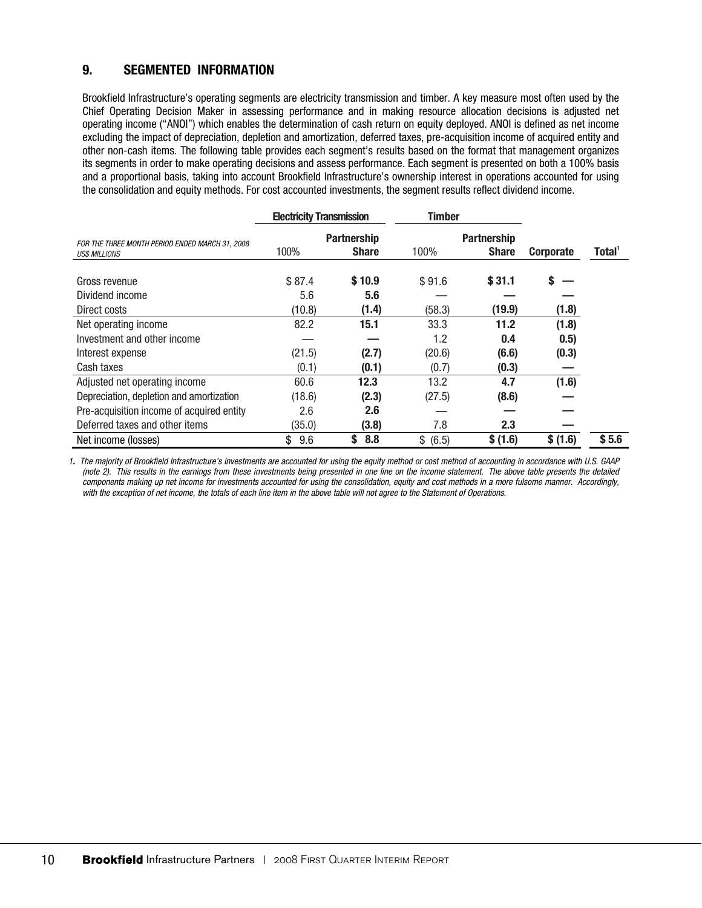## 9. SEGMENTED INFORMATION

Brookfield Infrastructure's operating segments are electricity transmission and timber. A key measure most often used by the Chief Operating Decision Maker in assessing performance and in making resource allocation decisions is adjusted net operating income ("ANOI") which enables the determination of cash return on equity deployed. ANOI is defined as net income excluding the impact of depreciation, depletion and amortization, deferred taxes, pre-acquisition income of acquired entity and other non-cash items. The following table provides each segment's results based on the format that management organizes its segments in order to make operating decisions and assess performance. Each segment is presented on both a 100% basis and a proportional basis, taking into account Brookfield Infrastructure's ownership interest in operations accounted for using the consolidation and equity methods. For cost accounted investments, the segment results reflect dividend income.

| *FOR THE THREE MONTH PERIOD ENDED MARCH 31, 2008 US$ MILLIONS* | Electricity Transmission | | Timber | | | |
|---|---|---|---|---|---|---|
| | 100% | **Partnership Share** | 100% | **Partnership Share** | **Corporate** | **Total[1]** |
| Gross revenue | $ 87.4 | **$ 10.9** | $ 91.6 | **$ 31.1** | **$ —** | |
| Dividend income | 5.6 | **5.6** | — | **—** | **—** | |
| Direct costs | (10.8) | **(1.4)** | (58.3) | **(19.9)** | **(1.8)** | |
| Net operating income | 82.2 | **15.1** | 33.3 | **11.2** | **(1.8)** | |
| Investment and other income | — | **—** | 1.2 | **0.4** | **0.5)** | |
| Interest expense | (21.5) | **(2.7)** | (20.6) | **(6.6)** | **(0.3)** | |
| Cash taxes | (0.1) | **(0.1)** | (0.7) | **(0.3)** | **—** | |
| Adjusted net operating income | 60.6 | **12.3** | 13.2 | **4.7** | **(1.6)** | |
| Depreciation, depletion and amortization | (18.6) | **(2.3)** | (27.5) | **(8.6)** | **—** | |
| Pre-acquisition income of acquired entity | 2.6 | **2.6** | — | **—** | **—** | |
| Deferred taxes and other items | (35.0) | **(3.8)** | 7.8 | **2.3** | **—** | |
| Net income (losses) | $ 9.6 | **$ 8.8** | $ (6.5) | **$ (1.6)** | **$ (1.6)** | **$ 5.6** |

*1. The majority of Brookfield Infrastructure's investments are accounted for using the equity method or cost method of accounting in accordance with U.S. GAAP (note 2). This results in the earnings from these investments being presented in one line on the income statement. The above table presents the detailed components making up net income for investments accounted for using the consolidation, equity and cost methods in a more fulsome manner. Accordingly, with the exception of net income, the totals of each line item in the above table will not agree to the Statement of Operations.*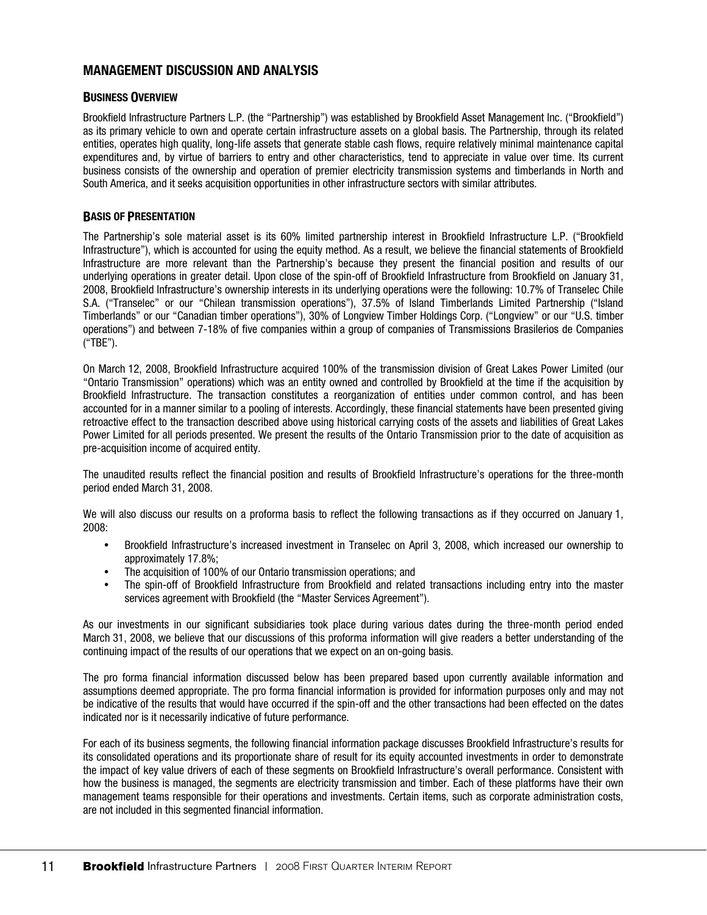## MANAGEMENT DISCUSSION AND ANALYSIS

### BUSINESS OVERVIEW

Brookfield Infrastructure Partners L.P. (the "Partnership") was established by Brookfield Asset Management Inc. ("Brookfield") as its primary vehicle to own and operate certain infrastructure assets on a global basis. The Partnership, through its related entities, operates high quality, long-life assets that generate stable cash flows, require relatively minimal maintenance capital expenditures and, by virtue of barriers to entry and other characteristics, tend to appreciate in value over time. Its current business consists of the ownership and operation of premier electricity transmission systems and timberlands in North and South America, and it seeks acquisition opportunities in other infrastructure sectors with similar attributes.

### BASIS OF PRESENTATION

The Partnership's sole material asset is its 60% limited partnership interest in Brookfield Infrastructure L.P. ("Brookfield Infrastructure"), which is accounted for using the equity method. As a result, we believe the financial statements of Brookfield Infrastructure are more relevant than the Partnership's because they present the financial position and results of our underlying operations in greater detail. Upon close of the spin-off of Brookfield Infrastructure from Brookfield on January 31, 2008, Brookfield Infrastructure's ownership interests in its underlying operations were the following: 10.7% of Transelec Chile S.A. ("Transelec" or our "Chilean transmission operations"), 37.5% of Island Timberlands Limited Partnership ("Island Timberlands" or our "Canadian timber operations"), 30% of Longview Timber Holdings Corp. ("Longview" or our "U.S. timber operations") and between 7-18% of five companies within a group of companies of Transmissions Brasilerios de Companies ("TBE").

On March 12, 2008, Brookfield Infrastructure acquired 100% of the transmission division of Great Lakes Power Limited (our "Ontario Transmission" operations) which was an entity owned and controlled by Brookfield at the time if the acquisition by Brookfield Infrastructure. The transaction constitutes a reorganization of entities under common control, and has been accounted for in a manner similar to a pooling of interests. Accordingly, these financial statements have been presented giving retroactive effect to the transaction described above using historical carrying costs of the assets and liabilities of Great Lakes Power Limited for all periods presented. We present the results of the Ontario Transmission prior to the date of acquisition as pre-acquisition income of acquired entity.

The unaudited results reflect the financial position and results of Brookfield Infrastructure's operations for the three-month period ended March 31, 2008.

We will also discuss our results on a proforma basis to reflect the following transactions as if they occurred on January 1, 2008:

- Brookfield Infrastructure's increased investment in Transelec on April 3, 2008, which increased our ownership to approximately 17.8%;
- The acquisition of 100% of our Ontario transmission operations; and
- The spin-off of Brookfield Infrastructure from Brookfield and related transactions including entry into the master services agreement with Brookfield (the "Master Services Agreement").

As our investments in our significant subsidiaries took place during various dates during the three-month period ended March 31, 2008, we believe that our discussions of this proforma information will give readers a better understanding of the continuing impact of the results of our operations that we expect on an on-going basis.

The pro forma financial information discussed below has been prepared based upon currently available information and assumptions deemed appropriate. The pro forma financial information is provided for information purposes only and may not be indicative of the results that would have occurred if the spin-off and the other transactions had been effected on the dates indicated nor is it necessarily indicative of future performance.

For each of its business segments, the following financial information package discusses Brookfield Infrastructure's results for its consolidated operations and its proportionate share of result for its equity accounted investments in order to demonstrate the impact of key value drivers of each of these segments on Brookfield Infrastructure's overall performance. Consistent with how the business is managed, the segments are electricity transmission and timber. Each of these platforms have their own management teams responsible for their operations and investments. Certain items, such as corporate administration costs, are not included in this segmented financial information.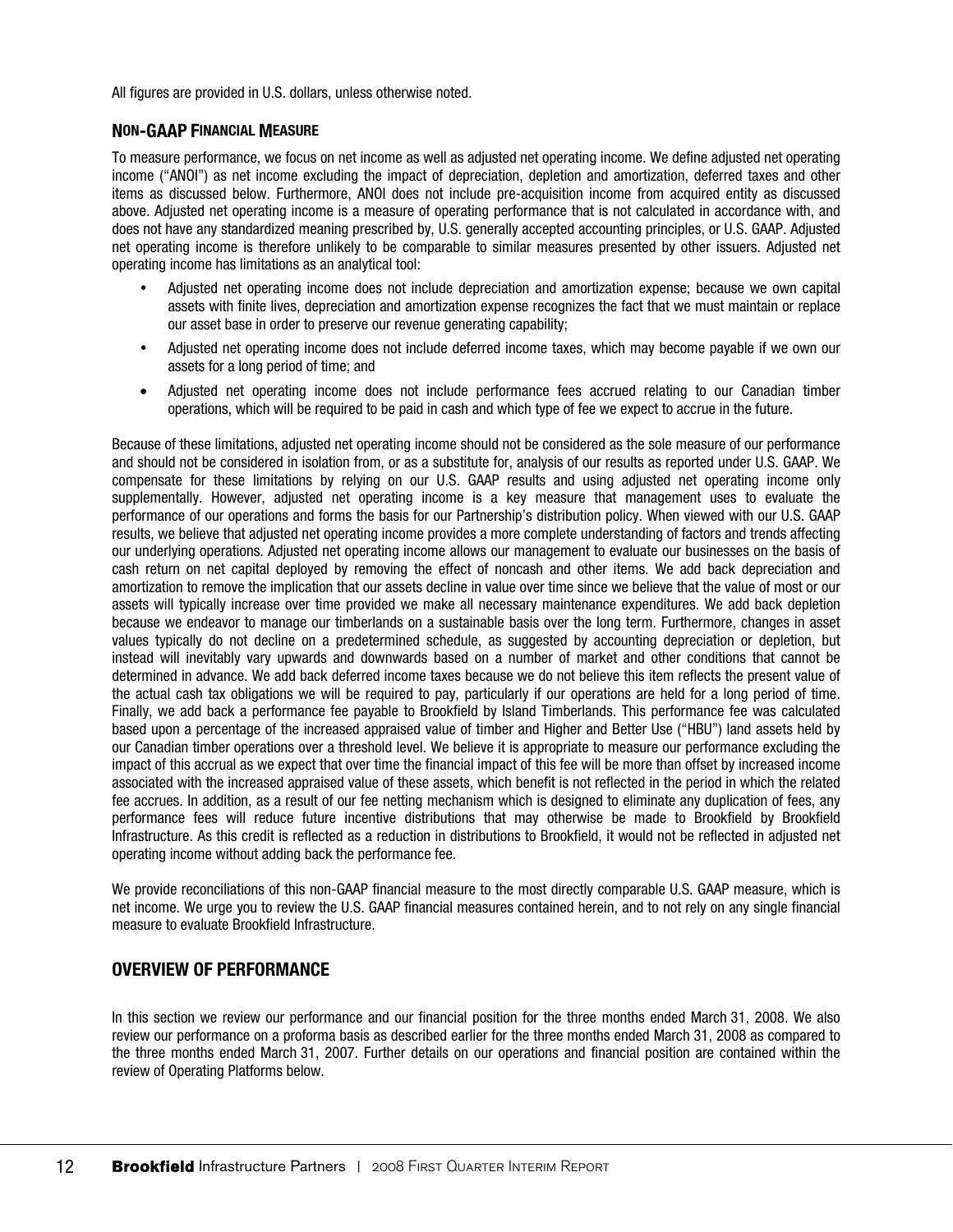All figures are provided in U.S. dollars, unless otherwise noted.

### NON-GAAP FINANCIAL MEASURE

To measure performance, we focus on net income as well as adjusted net operating income. We define adjusted net operating income ("ANOI") as net income excluding the impact of depreciation, depletion and amortization, deferred taxes and other items as discussed below. Furthermore, ANOI does not include pre-acquisition income from acquired entity as discussed above. Adjusted net operating income is a measure of operating performance that is not calculated in accordance with, and does not have any standardized meaning prescribed by, U.S. generally accepted accounting principles, or U.S. GAAP. Adjusted net operating income is therefore unlikely to be comparable to similar measures presented by other issuers. Adjusted net operating income has limitations as an analytical tool:

- Adjusted net operating income does not include depreciation and amortization expense; because we own capital assets with finite lives, depreciation and amortization expense recognizes the fact that we must maintain or replace our asset base in order to preserve our revenue generating capability;
- Adjusted net operating income does not include deferred income taxes, which may become payable if we own our assets for a long period of time; and
- Adjusted net operating income does not include performance fees accrued relating to our Canadian timber operations, which will be required to be paid in cash and which type of fee we expect to accrue in the future.

Because of these limitations, adjusted net operating income should not be considered as the sole measure of our performance and should not be considered in isolation from, or as a substitute for, analysis of our results as reported under U.S. GAAP. We compensate for these limitations by relying on our U.S. GAAP results and using adjusted net operating income only supplementally. However, adjusted net operating income is a key measure that management uses to evaluate the performance of our operations and forms the basis for our Partnership's distribution policy. When viewed with our U.S. GAAP results, we believe that adjusted net operating income provides a more complete understanding of factors and trends affecting our underlying operations. Adjusted net operating income allows our management to evaluate our businesses on the basis of cash return on net capital deployed by removing the effect of noncash and other items. We add back depreciation and amortization to remove the implication that our assets decline in value over time since we believe that the value of most or our assets will typically increase over time provided we make all necessary maintenance expenditures. We add back depletion because we endeavor to manage our timberlands on a sustainable basis over the long term. Furthermore, changes in asset values typically do not decline on a predetermined schedule, as suggested by accounting depreciation or depletion, but instead will inevitably vary upwards and downwards based on a number of market and other conditions that cannot be determined in advance. We add back deferred income taxes because we do not believe this item reflects the present value of the actual cash tax obligations we will be required to pay, particularly if our operations are held for a long period of time. Finally, we add back a performance fee payable to Brookfield by Island Timberlands. This performance fee was calculated based upon a percentage of the increased appraised value of timber and Higher and Better Use ("HBU") land assets held by our Canadian timber operations over a threshold level. We believe it is appropriate to measure our performance excluding the impact of this accrual as we expect that over time the financial impact of this fee will be more than offset by increased income associated with the increased appraised value of these assets, which benefit is not reflected in the period in which the related fee accrues. In addition, as a result of our fee netting mechanism which is designed to eliminate any duplication of fees, any performance fees will reduce future incentive distributions that may otherwise be made to Brookfield by Brookfield Infrastructure. As this credit is reflected as a reduction in distributions to Brookfield, it would not be reflected in adjusted net operating income without adding back the performance fee.

We provide reconciliations of this non-GAAP financial measure to the most directly comparable U.S. GAAP measure, which is net income. We urge you to review the U.S. GAAP financial measures contained herein, and to not rely on any single financial measure to evaluate Brookfield Infrastructure.

## OVERVIEW OF PERFORMANCE

In this section we review our performance and our financial position for the three months ended March 31, 2008. We also review our performance on a proforma basis as described earlier for the three months ended March 31, 2008 as compared to the three months ended March 31, 2007. Further details on our operations and financial position are contained within the review of Operating Platforms below.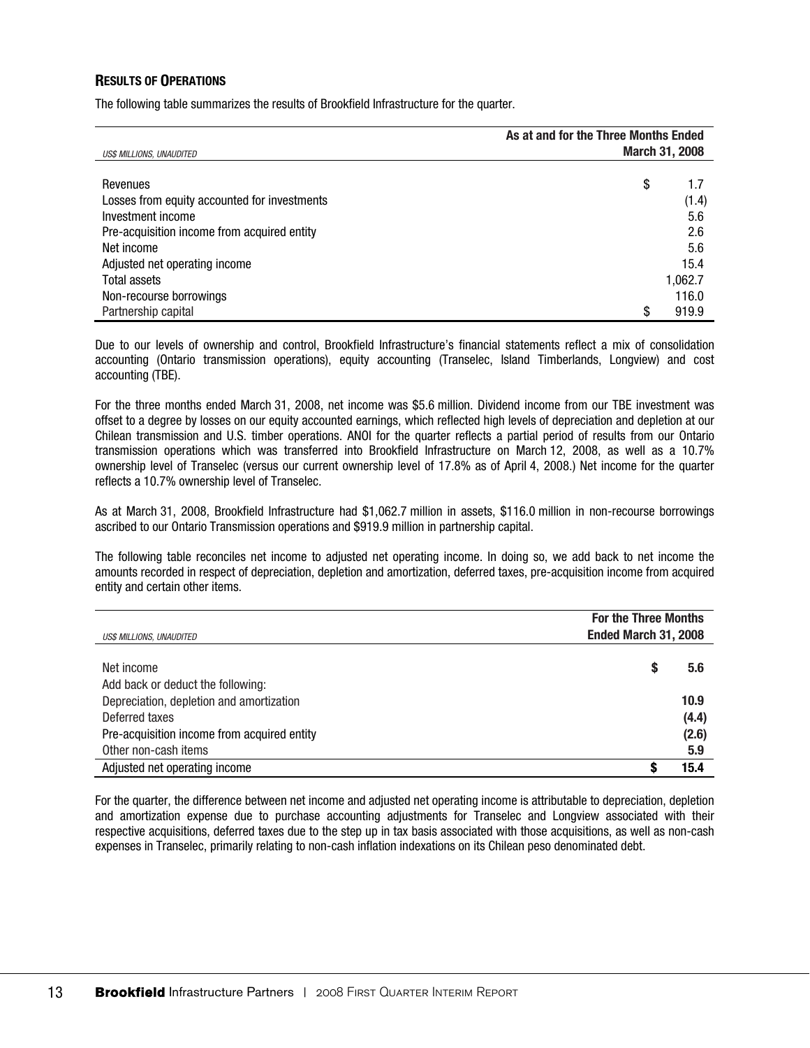## RESULTS OF OPERATIONS

The following table summarizes the results of Brookfield Infrastructure for the quarter.

| *US$ MILLIONS, UNAUDITED* | **As at and for the Three Months Ended March 31, 2008** |
|---|---|
| Revenues | $ 1.7 |
| Losses from equity accounted for investments | (1.4) |
| Investment income | 5.6 |
| Pre-acquisition income from acquired entity | 2.6 |
| Net income | 5.6 |
| Adjusted net operating income | 15.4 |
| Total assets | 1,062.7 |
| Non-recourse borrowings | 116.0 |
| Partnership capital | $ 919.9 |

Due to our levels of ownership and control, Brookfield Infrastructure's financial statements reflect a mix of consolidation accounting (Ontario transmission operations), equity accounting (Transelec, Island Timberlands, Longview) and cost accounting (TBE).

For the three months ended March 31, 2008, net income was $5.6 million. Dividend income from our TBE investment was offset to a degree by losses on our equity accounted earnings, which reflected high levels of depreciation and depletion at our Chilean transmission and U.S. timber operations. ANOI for the quarter reflects a partial period of results from our Ontario transmission operations which was transferred into Brookfield Infrastructure on March 12, 2008, as well as a 10.7% ownership level of Transelec (versus our current ownership level of 17.8% as of April 4, 2008.) Net income for the quarter reflects a 10.7% ownership level of Transelec.

As at March 31, 2008, Brookfield Infrastructure had $1,062.7 million in assets, $116.0 million in non-recourse borrowings ascribed to our Ontario Transmission operations and $919.9 million in partnership capital.

The following table reconciles net income to adjusted net operating income. In doing so, we add back to net income the amounts recorded in respect of depreciation, depletion and amortization, deferred taxes, pre-acquisition income from acquired entity and certain other items.

| *US$ MILLIONS, UNAUDITED* | **For the Three Months Ended March 31, 2008** |
|---|---|
| Net income | **$ 5.6** |
| Add back or deduct the following: | |
| Depreciation, depletion and amortization | **10.9** |
| Deferred taxes | **(4.4)** |
| Pre-acquisition income from acquired entity | **(2.6)** |
| Other non-cash items | **5.9** |
| Adjusted net operating income | **$ 15.4** |

For the quarter, the difference between net income and adjusted net operating income is attributable to depreciation, depletion and amortization expense due to purchase accounting adjustments for Transelec and Longview associated with their respective acquisitions, deferred taxes due to the step up in tax basis associated with those acquisitions, as well as non-cash expenses in Transelec, primarily relating to non-cash inflation indexations on its Chilean peso denominated debt.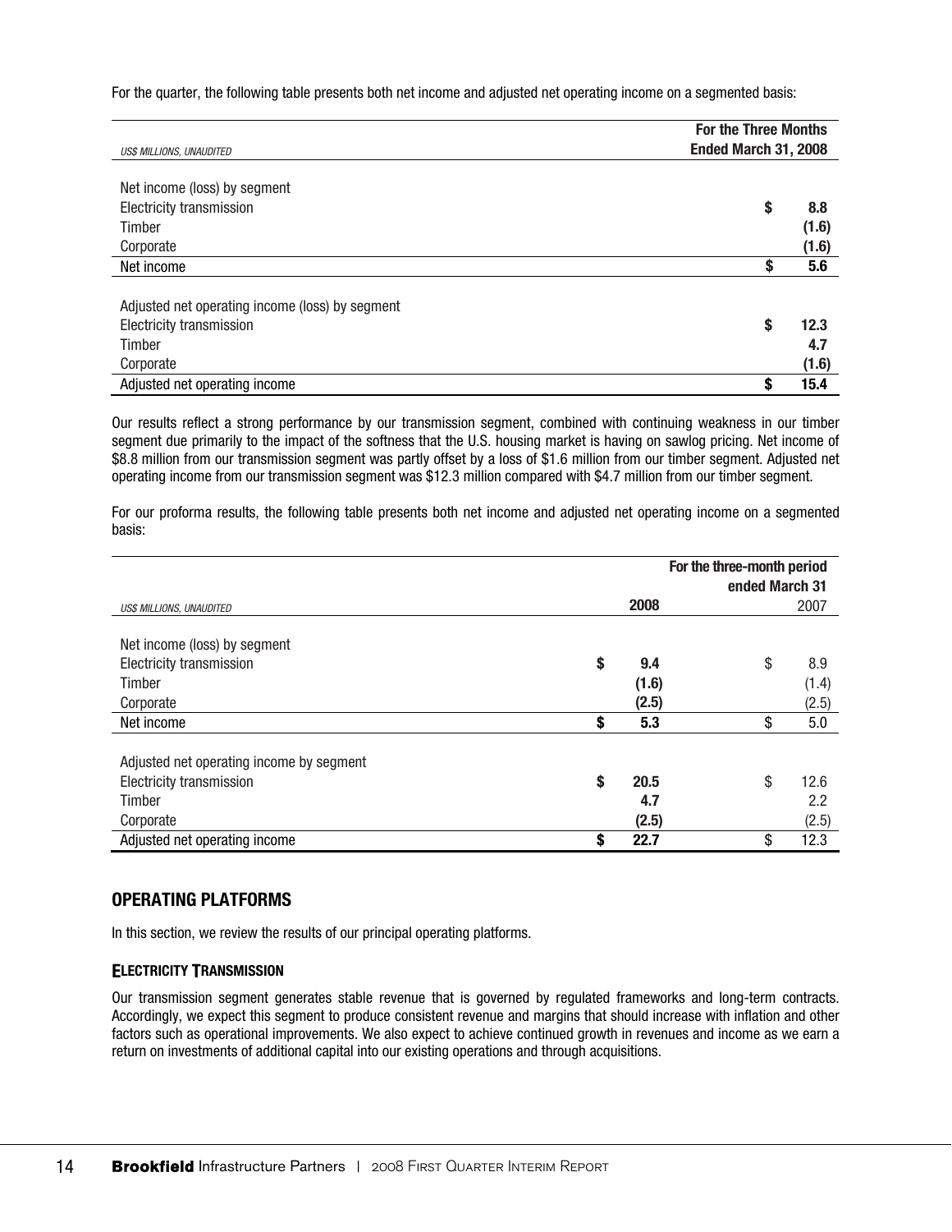For the quarter, the following table presents both net income and adjusted net operating income on a segmented basis:

| *US$ MILLIONS, UNAUDITED* | **For the Three Months Ended March 31, 2008** |
|---|---|
| Net income (loss) by segment | |
| Electricity transmission | **$ 8.8** |
| Timber | **(1.6)** |
| Corporate | **(1.6)** |
| Net income | **$ 5.6** |
| Adjusted net operating income (loss) by segment | |
| Electricity transmission | **$ 12.3** |
| Timber | **4.7** |
| Corporate | **(1.6)** |
| Adjusted net operating income | **$ 15.4** |

Our results reflect a strong performance by our transmission segment, combined with continuing weakness in our timber segment due primarily to the impact of the softness that the U.S. housing market is having on sawlog pricing. Net income of $8.8 million from our transmission segment was partly offset by a loss of $1.6 million from our timber segment. Adjusted net operating income from our transmission segment was $12.3 million compared with $4.7 million from our timber segment.

For our proforma results, the following table presents both net income and adjusted net operating income on a segmented basis:

| | For the three-month period ended March 31 | |
|---|---|---|
| *US$ MILLIONS, UNAUDITED* | **2008** | 2007 |
| Net income (loss) by segment | | |
| Electricity transmission | **$ 9.4** | $ 8.9 |
| Timber | **(1.6)** | (1.4) |
| Corporate | **(2.5)** | (2.5) |
| Net income | **$ 5.3** | $ 5.0 |
| Adjusted net operating income by segment | | |
| Electricity transmission | **$ 20.5** | $ 12.6 |
| Timber | **4.7** | 2.2 |
| Corporate | **(2.5)** | (2.5) |
| Adjusted net operating income | **$ 22.7** | $ 12.3 |

## OPERATING PLATFORMS

In this section, we review the results of our principal operating platforms.

### ELECTRICITY TRANSMISSION

Our transmission segment generates stable revenue that is governed by regulated frameworks and long-term contracts. Accordingly, we expect this segment to produce consistent revenue and margins that should increase with inflation and other factors such as operational improvements. We also expect to achieve continued growth in revenues and income as we earn a return on investments of additional capital into our existing operations and through acquisitions.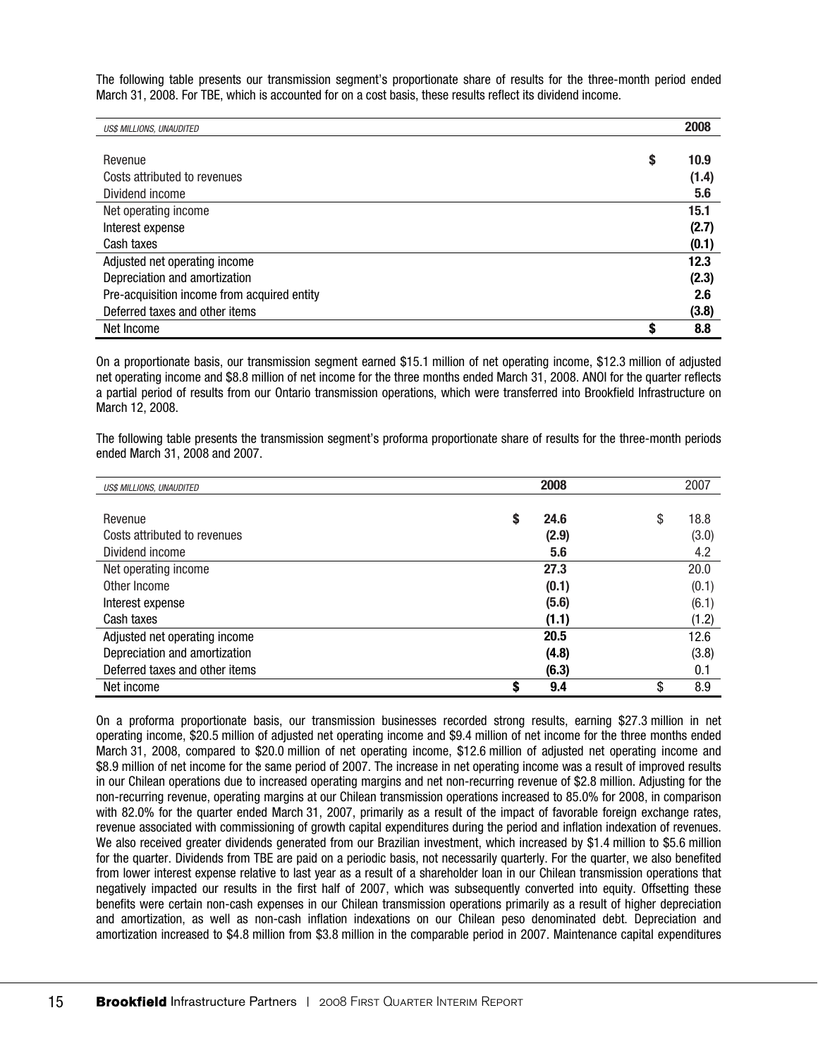The following table presents our transmission segment's proportionate share of results for the three-month period ended March 31, 2008. For TBE, which is accounted for on a cost basis, these results reflect its dividend income.

| *US$ MILLIONS, UNAUDITED* | **2008** |
|---|---|
| Revenue | **$ 10.9** |
| Costs attributed to revenues | **(1.4)** |
| Dividend income | **5.6** |
| Net operating income | **15.1** |
| Interest expense | **(2.7)** |
| Cash taxes | **(0.1)** |
| Adjusted net operating income | **12.3** |
| Depreciation and amortization | **(2.3)** |
| Pre-acquisition income from acquired entity | **2.6** |
| Deferred taxes and other items | **(3.8)** |
| Net Income | **$ 8.8** |

On a proportionate basis, our transmission segment earned $15.1 million of net operating income, $12.3 million of adjusted net operating income and $8.8 million of net income for the three months ended March 31, 2008. ANOI for the quarter reflects a partial period of results from our Ontario transmission operations, which were transferred into Brookfield Infrastructure on March 12, 2008.

The following table presents the transmission segment's proforma proportionate share of results for the three-month periods ended March 31, 2008 and 2007.

| *US$ MILLIONS, UNAUDITED* | **2008** | 2007 |
|---|---|---|
| Revenue | **$ 24.6** | $ 18.8 |
| Costs attributed to revenues | **(2.9)** | (3.0) |
| Dividend income | **5.6** | 4.2 |
| Net operating income | **27.3** | 20.0 |
| Other Income | **(0.1)** | (0.1) |
| Interest expense | **(5.6)** | (6.1) |
| Cash taxes | **(1.1)** | (1.2) |
| Adjusted net operating income | **20.5** | 12.6 |
| Depreciation and amortization | **(4.8)** | (3.8) |
| Deferred taxes and other items | **(6.3)** | 0.1 |
| Net income | **$ 9.4** | $ 8.9 |

On a proforma proportionate basis, our transmission businesses recorded strong results, earning $27.3 million in net operating income, $20.5 million of adjusted net operating income and $9.4 million of net income for the three months ended March 31, 2008, compared to $20.0 million of net operating income, $12.6 million of adjusted net operating income and $8.9 million of net income for the same period of 2007. The increase in net operating income was a result of improved results in our Chilean operations due to increased operating margins and net non-recurring revenue of $2.8 million. Adjusting for the non-recurring revenue, operating margins at our Chilean transmission operations increased to 85.0% for 2008, in comparison with 82.0% for the quarter ended March 31, 2007, primarily as a result of the impact of favorable foreign exchange rates, revenue associated with commissioning of growth capital expenditures during the period and inflation indexation of revenues. We also received greater dividends generated from our Brazilian investment, which increased by $1.4 million to $5.6 million for the quarter. Dividends from TBE are paid on a periodic basis, not necessarily quarterly. For the quarter, we also benefited from lower interest expense relative to last year as a result of a shareholder loan in our Chilean transmission operations that negatively impacted our results in the first half of 2007, which was subsequently converted into equity. Offsetting these benefits were certain non-cash expenses in our Chilean transmission operations primarily as a result of higher depreciation and amortization, as well as non-cash inflation indexations on our Chilean peso denominated debt. Depreciation and amortization increased to $4.8 million from $3.8 million in the comparable period in 2007. Maintenance capital expenditures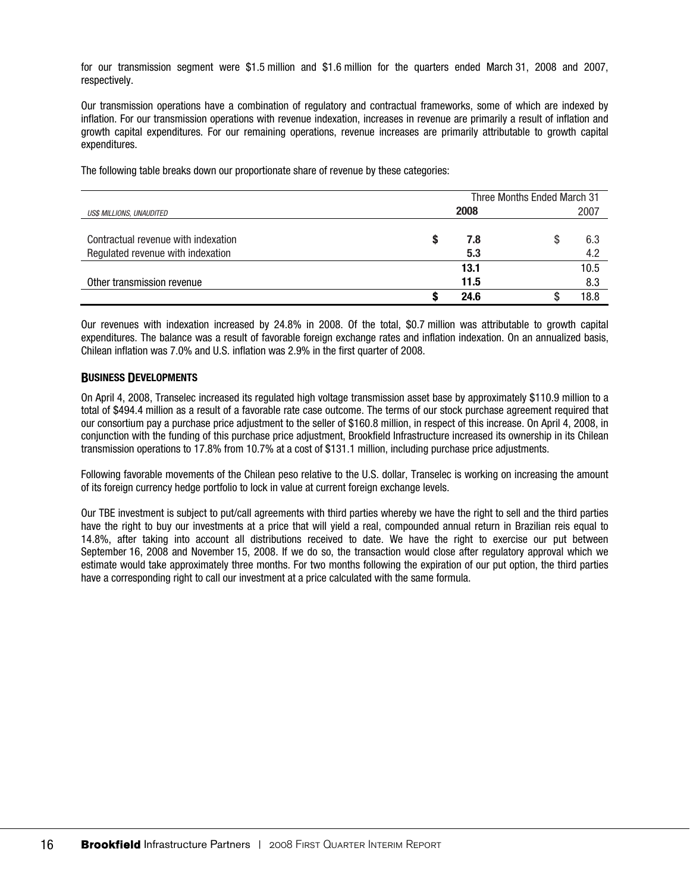for our transmission segment were $1.5 million and $1.6 million for the quarters ended March 31, 2008 and 2007, respectively.

Our transmission operations have a combination of regulatory and contractual frameworks, some of which are indexed by inflation. For our transmission operations with revenue indexation, increases in revenue are primarily a result of inflation and growth capital expenditures. For our remaining operations, revenue increases are primarily attributable to growth capital expenditures.

The following table breaks down our proportionate share of revenue by these categories:

| | Three Months Ended March 31 | |
|---|---|---|
| *US$ MILLIONS, UNAUDITED* | **2008** | 2007 |
| Contractual revenue with indexation | **$ 7.8** | $ 6.3 |
| Regulated revenue with indexation | **5.3** | 4.2 |
| | **13.1** | 10.5 |
| Other transmission revenue | **11.5** | 8.3 |
| | **$ 24.6** | $ 18.8 |

Our revenues with indexation increased by 24.8% in 2008. Of the total, $0.7 million was attributable to growth capital expenditures. The balance was a result of favorable foreign exchange rates and inflation indexation. On an annualized basis, Chilean inflation was 7.0% and U.S. inflation was 2.9% in the first quarter of 2008.

## BUSINESS DEVELOPMENTS

On April 4, 2008, Transelec increased its regulated high voltage transmission asset base by approximately $110.9 million to a total of $494.4 million as a result of a favorable rate case outcome. The terms of our stock purchase agreement required that our consortium pay a purchase price adjustment to the seller of $160.8 million, in respect of this increase. On April 4, 2008, in conjunction with the funding of this purchase price adjustment, Brookfield Infrastructure increased its ownership in its Chilean transmission operations to 17.8% from 10.7% at a cost of $131.1 million, including purchase price adjustments.

Following favorable movements of the Chilean peso relative to the U.S. dollar, Transelec is working on increasing the amount of its foreign currency hedge portfolio to lock in value at current foreign exchange levels.

Our TBE investment is subject to put/call agreements with third parties whereby we have the right to sell and the third parties have the right to buy our investments at a price that will yield a real, compounded annual return in Brazilian reis equal to 14.8%, after taking into account all distributions received to date. We have the right to exercise our put between September 16, 2008 and November 15, 2008. If we do so, the transaction would close after regulatory approval which we estimate would take approximately three months. For two months following the expiration of our put option, the third parties have a corresponding right to call our investment at a price calculated with the same formula.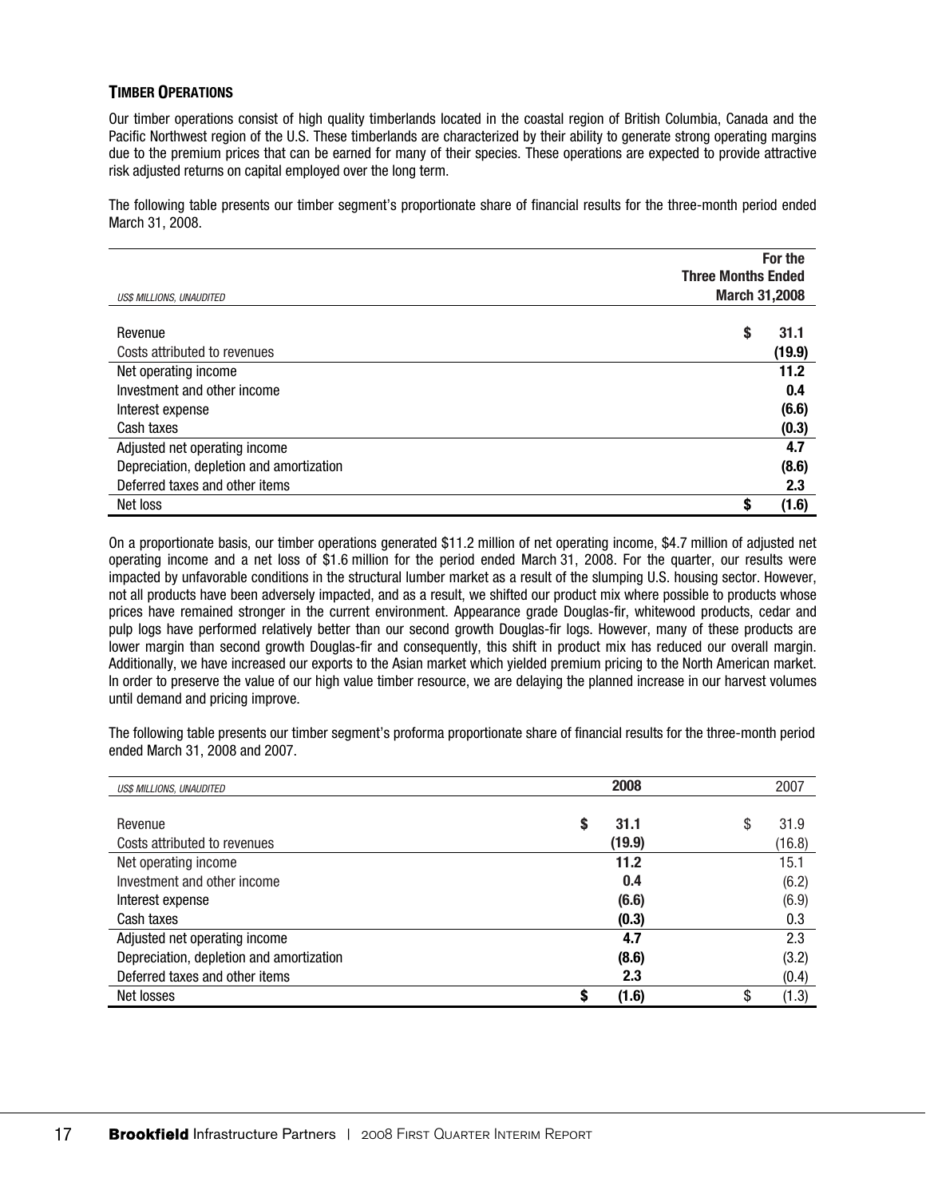### TIMBER OPERATIONS

Our timber operations consist of high quality timberlands located in the coastal region of British Columbia, Canada and the Pacific Northwest region of the U.S. These timberlands are characterized by their ability to generate strong operating margins due to the premium prices that can be earned for many of their species. These operations are expected to provide attractive risk adjusted returns on capital employed over the long term.

The following table presents our timber segment's proportionate share of financial results for the three-month period ended March 31, 2008.

| *US$ MILLIONS, UNAUDITED* | **For the Three Months Ended March 31,2008** |
|---|---|
| Revenue | **$ 31.1** |
| Costs attributed to revenues | **(19.9)** |
| Net operating income | **11.2** |
| Investment and other income | **0.4** |
| Interest expense | **(6.6)** |
| Cash taxes | **(0.3)** |
| Adjusted net operating income | **4.7** |
| Depreciation, depletion and amortization | **(8.6)** |
| Deferred taxes and other items | **2.3** |
| Net loss | **$ (1.6)** |

On a proportionate basis, our timber operations generated $11.2 million of net operating income, $4.7 million of adjusted net operating income and a net loss of $1.6 million for the period ended March 31, 2008. For the quarter, our results were impacted by unfavorable conditions in the structural lumber market as a result of the slumping U.S. housing sector. However, not all products have been adversely impacted, and as a result, we shifted our product mix where possible to products whose prices have remained stronger in the current environment. Appearance grade Douglas-fir, whitewood products, cedar and pulp logs have performed relatively better than our second growth Douglas-fir logs. However, many of these products are lower margin than second growth Douglas-fir and consequently, this shift in product mix has reduced our overall margin. Additionally, we have increased our exports to the Asian market which yielded premium pricing to the North American market. In order to preserve the value of our high value timber resource, we are delaying the planned increase in our harvest volumes until demand and pricing improve.

The following table presents our timber segment's proforma proportionate share of financial results for the three-month period ended March 31, 2008 and 2007.

| *US$ MILLIONS, UNAUDITED* | **2008** | 2007 |
|---|---|---|
| Revenue | **$ 31.1** | $ 31.9 |
| Costs attributed to revenues | **(19.9)** | (16.8) |
| Net operating income | **11.2** | 15.1 |
| Investment and other income | **0.4** | (6.2) |
| Interest expense | **(6.6)** | (6.9) |
| Cash taxes | **(0.3)** | 0.3 |
| Adjusted net operating income | **4.7** | 2.3 |
| Depreciation, depletion and amortization | **(8.6)** | (3.2) |
| Deferred taxes and other items | **2.3** | (0.4) |
| Net losses | **$ (1.6)** | $ (1.3) |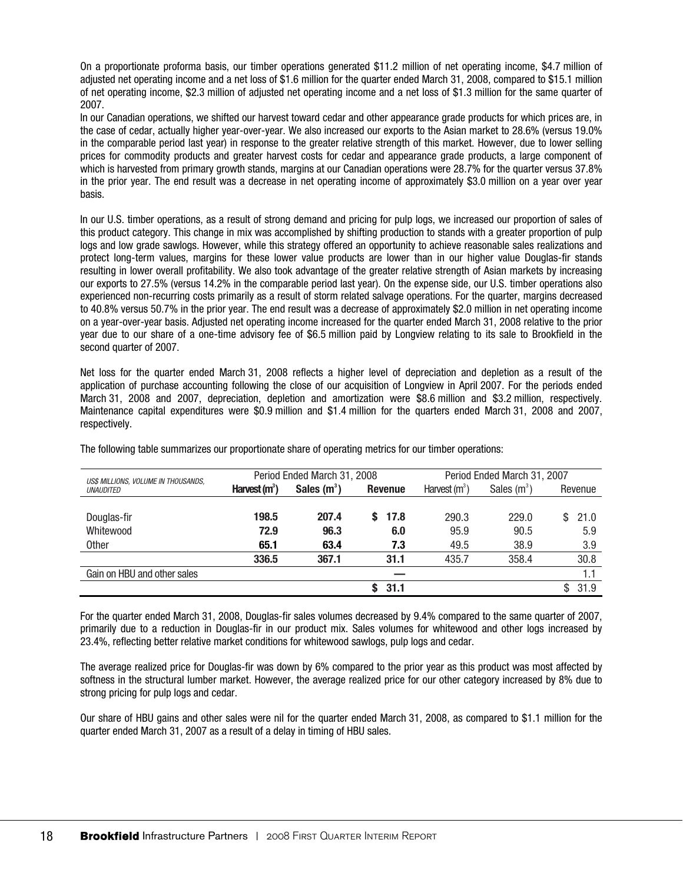On a proportionate proforma basis, our timber operations generated $11.2 million of net operating income, $4.7 million of adjusted net operating income and a net loss of $1.6 million for the quarter ended March 31, 2008, compared to $15.1 million of net operating income, $2.3 million of adjusted net operating income and a net loss of $1.3 million for the same quarter of 2007.

In our Canadian operations, we shifted our harvest toward cedar and other appearance grade products for which prices are, in the case of cedar, actually higher year-over-year. We also increased our exports to the Asian market to 28.6% (versus 19.0% in the comparable period last year) in response to the greater relative strength of this market. However, due to lower selling prices for commodity products and greater harvest costs for cedar and appearance grade products, a large component of which is harvested from primary growth stands, margins at our Canadian operations were 28.7% for the quarter versus 37.8% in the prior year. The end result was a decrease in net operating income of approximately $3.0 million on a year over year basis.

In our U.S. timber operations, as a result of strong demand and pricing for pulp logs, we increased our proportion of sales of this product category. This change in mix was accomplished by shifting production to stands with a greater proportion of pulp logs and low grade sawlogs. However, while this strategy offered an opportunity to achieve reasonable sales realizations and protect long-term values, margins for these lower value products are lower than in our higher value Douglas-fir stands resulting in lower overall profitability. We also took advantage of the greater relative strength of Asian markets by increasing our exports to 27.5% (versus 14.2% in the comparable period last year). On the expense side, our U.S. timber operations also experienced non-recurring costs primarily as a result of storm related salvage operations. For the quarter, margins decreased to 40.8% versus 50.7% in the prior year. The end result was a decrease of approximately $2.0 million in net operating income on a year-over-year basis. Adjusted net operating income increased for the quarter ended March 31, 2008 relative to the prior year due to our share of a one-time advisory fee of $6.5 million paid by Longview relating to its sale to Brookfield in the second quarter of 2007.

Net loss for the quarter ended March 31, 2008 reflects a higher level of depreciation and depletion as a result of the application of purchase accounting following the close of our acquisition of Longview in April 2007. For the periods ended March 31, 2008 and 2007, depreciation, depletion and amortization were $8.6 million and $3.2 million, respectively. Maintenance capital expenditures were $0.9 million and $1.4 million for the quarters ended March 31, 2008 and 2007, respectively.

The following table summarizes our proportionate share of operating metrics for our timber operations:

| *US$ MILLIONS, VOLUME IN THOUSANDS, UNAUDITED* | Period Ended March 31, 2008 | | | Period Ended March 31, 2007 | | |
|---|---|---|---|---|---|---|
| | **Harvest ($m^3$)** | **Sales ($m^3$)** | **Revenue** | Harvest ($m^3$) | Sales ($m^3$) | Revenue |
| Douglas-fir | **198.5** | **207.4** | **$ 17.8** | 290.3 | 229.0 | $ 21.0 |
| Whitewood | **72.9** | **96.3** | **6.0** | 95.9 | 90.5 | 5.9 |
| Other | **65.1** | **63.4** | **7.3** | 49.5 | 38.9 | 3.9 |
| | **336.5** | **367.1** | **31.1** | 435.7 | 358.4 | 30.8 |
| Gain on HBU and other sales | | | **—** | | | 1.1 |
| | | | **$ 31.1** | | | $ 31.9 |

For the quarter ended March 31, 2008, Douglas-fir sales volumes decreased by 9.4% compared to the same quarter of 2007, primarily due to a reduction in Douglas-fir in our product mix. Sales volumes for whitewood and other logs increased by 23.4%, reflecting better relative market conditions for whitewood sawlogs, pulp logs and cedar.

The average realized price for Douglas-fir was down by 6% compared to the prior year as this product was most affected by softness in the structural lumber market. However, the average realized price for our other category increased by 8% due to strong pricing for pulp logs and cedar.

Our share of HBU gains and other sales were nil for the quarter ended March 31, 2008, as compared to $1.1 million for the quarter ended March 31, 2007 as a result of a delay in timing of HBU sales.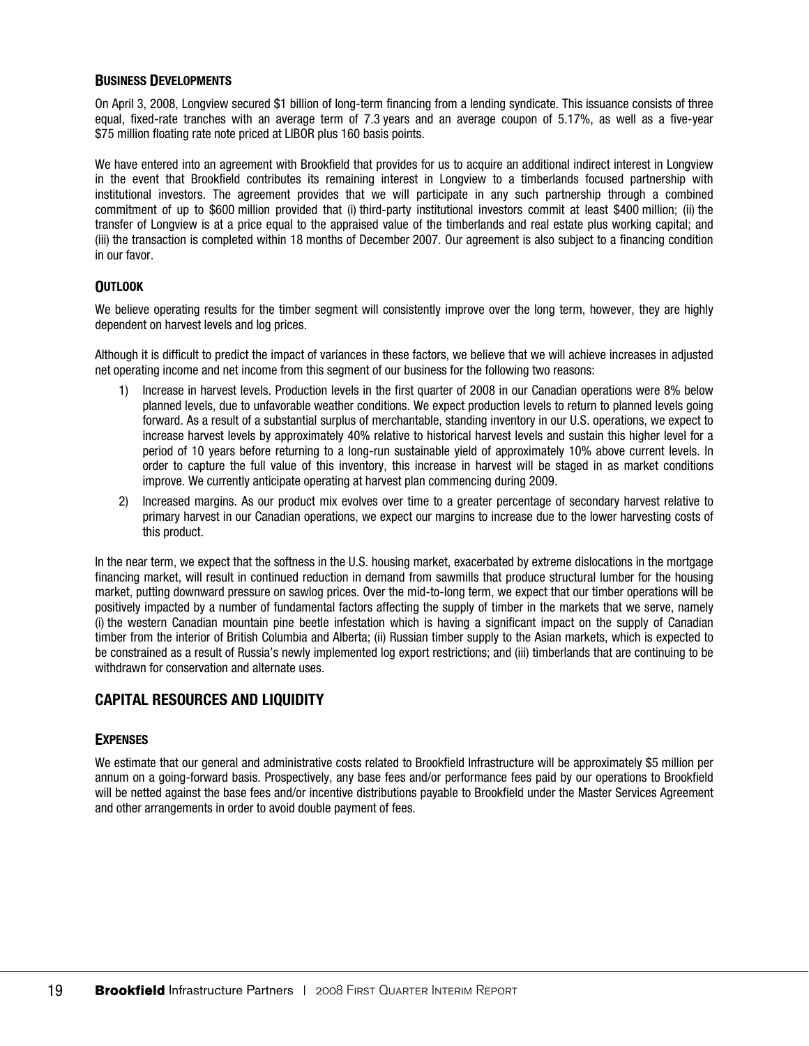### Business Developments

On April 3, 2008, Longview secured $1 billion of long-term financing from a lending syndicate. This issuance consists of three equal, fixed-rate tranches with an average term of 7.3 years and an average coupon of 5.17%, as well as a five-year $75 million floating rate note priced at LIBOR plus 160 basis points.

We have entered into an agreement with Brookfield that provides for us to acquire an additional indirect interest in Longview in the event that Brookfield contributes its remaining interest in Longview to a timberlands focused partnership with institutional investors. The agreement provides that we will participate in any such partnership through a combined commitment of up to $600 million provided that (i) third-party institutional investors commit at least $400 million; (ii) the transfer of Longview is at a price equal to the appraised value of the timberlands and real estate plus working capital; and (iii) the transaction is completed within 18 months of December 2007. Our agreement is also subject to a financing condition in our favor.

### Outlook

We believe operating results for the timber segment will consistently improve over the long term, however, they are highly dependent on harvest levels and log prices.

Although it is difficult to predict the impact of variances in these factors, we believe that we will achieve increases in adjusted net operating income and net income from this segment of our business for the following two reasons:

1) Increase in harvest levels. Production levels in the first quarter of 2008 in our Canadian operations were 8% below planned levels, due to unfavorable weather conditions. We expect production levels to return to planned levels going forward. As a result of a substantial surplus of merchantable, standing inventory in our U.S. operations, we expect to increase harvest levels by approximately 40% relative to historical harvest levels and sustain this higher level for a period of 10 years before returning to a long-run sustainable yield of approximately 10% above current levels. In order to capture the full value of this inventory, this increase in harvest will be staged in as market conditions improve. We currently anticipate operating at harvest plan commencing during 2009.
2) Increased margins. As our product mix evolves over time to a greater percentage of secondary harvest relative to primary harvest in our Canadian operations, we expect our margins to increase due to the lower harvesting costs of this product.

In the near term, we expect that the softness in the U.S. housing market, exacerbated by extreme dislocations in the mortgage financing market, will result in continued reduction in demand from sawmills that produce structural lumber for the housing market, putting downward pressure on sawlog prices. Over the mid-to-long term, we expect that our timber operations will be positively impacted by a number of fundamental factors affecting the supply of timber in the markets that we serve, namely (i) the western Canadian mountain pine beetle infestation which is having a significant impact on the supply of Canadian timber from the interior of British Columbia and Alberta; (ii) Russian timber supply to the Asian markets, which is expected to be constrained as a result of Russia's newly implemented log export restrictions; and (iii) timberlands that are continuing to be withdrawn for conservation and alternate uses.

## CAPITAL RESOURCES AND LIQUIDITY

### Expenses

We estimate that our general and administrative costs related to Brookfield Infrastructure will be approximately $5 million per annum on a going-forward basis. Prospectively, any base fees and/or performance fees paid by our operations to Brookfield will be netted against the base fees and/or incentive distributions payable to Brookfield under the Master Services Agreement and other arrangements in order to avoid double payment of fees.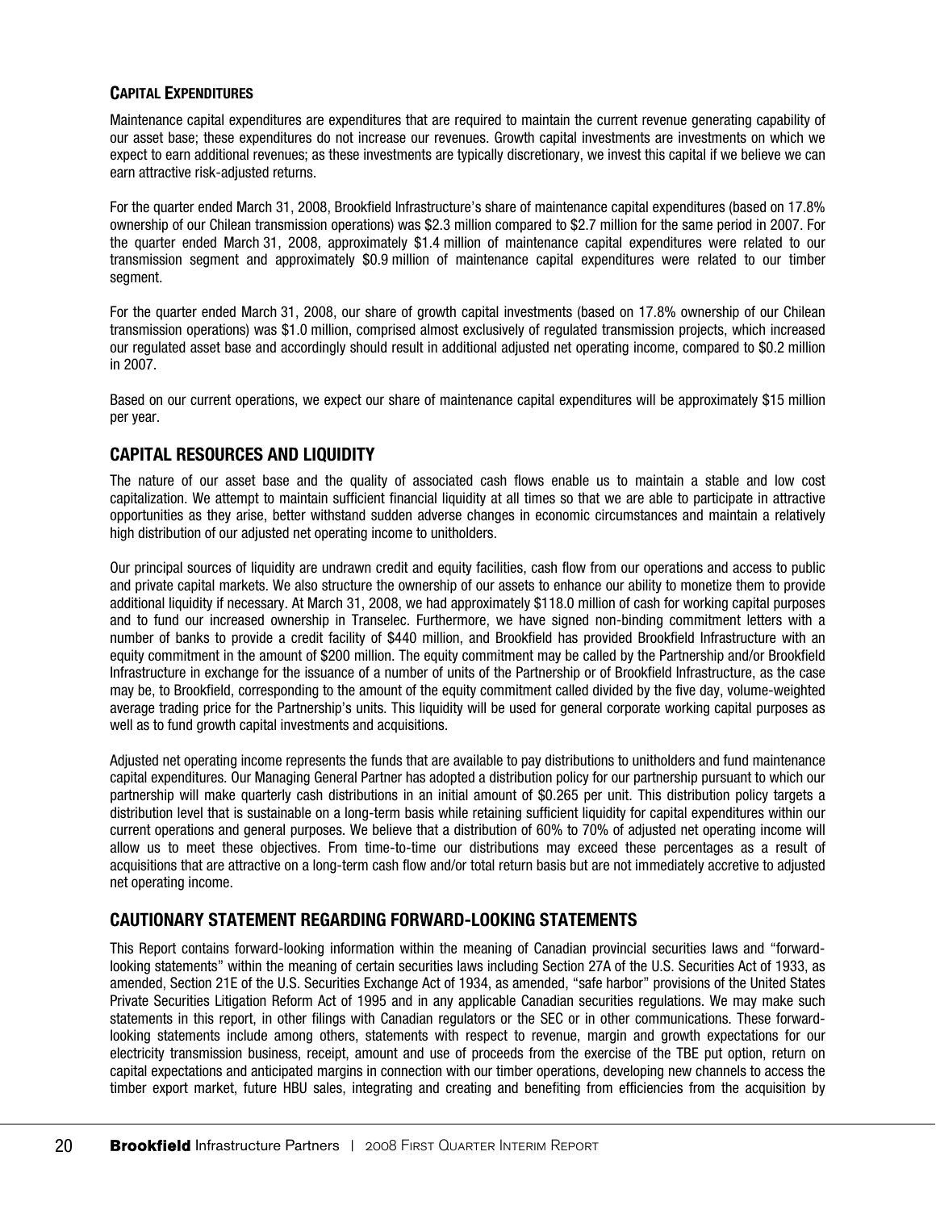### CAPITAL EXPENDITURES

Maintenance capital expenditures are expenditures that are required to maintain the current revenue generating capability of our asset base; these expenditures do not increase our revenues. Growth capital investments are investments on which we expect to earn additional revenues; as these investments are typically discretionary, we invest this capital if we believe we can earn attractive risk-adjusted returns.

For the quarter ended March 31, 2008, Brookfield Infrastructure's share of maintenance capital expenditures (based on 17.8% ownership of our Chilean transmission operations) was $2.3 million compared to $2.7 million for the same period in 2007. For the quarter ended March 31, 2008, approximately $1.4 million of maintenance capital expenditures were related to our transmission segment and approximately $0.9 million of maintenance capital expenditures were related to our timber segment.

For the quarter ended March 31, 2008, our share of growth capital investments (based on 17.8% ownership of our Chilean transmission operations) was $1.0 million, comprised almost exclusively of regulated transmission projects, which increased our regulated asset base and accordingly should result in additional adjusted net operating income, compared to $0.2 million in 2007.

Based on our current operations, we expect our share of maintenance capital expenditures will be approximately $15 million per year.

## CAPITAL RESOURCES AND LIQUIDITY

The nature of our asset base and the quality of associated cash flows enable us to maintain a stable and low cost capitalization. We attempt to maintain sufficient financial liquidity at all times so that we are able to participate in attractive opportunities as they arise, better withstand sudden adverse changes in economic circumstances and maintain a relatively high distribution of our adjusted net operating income to unitholders.

Our principal sources of liquidity are undrawn credit and equity facilities, cash flow from our operations and access to public and private capital markets. We also structure the ownership of our assets to enhance our ability to monetize them to provide additional liquidity if necessary. At March 31, 2008, we had approximately $118.0 million of cash for working capital purposes and to fund our increased ownership in Transelec. Furthermore, we have signed non-binding commitment letters with a number of banks to provide a credit facility of $440 million, and Brookfield has provided Brookfield Infrastructure with an equity commitment in the amount of $200 million. The equity commitment may be called by the Partnership and/or Brookfield Infrastructure in exchange for the issuance of a number of units of the Partnership or of Brookfield Infrastructure, as the case may be, to Brookfield, corresponding to the amount of the equity commitment called divided by the five day, volume-weighted average trading price for the Partnership's units. This liquidity will be used for general corporate working capital purposes as well as to fund growth capital investments and acquisitions.

Adjusted net operating income represents the funds that are available to pay distributions to unitholders and fund maintenance capital expenditures. Our Managing General Partner has adopted a distribution policy for our partnership pursuant to which our partnership will make quarterly cash distributions in an initial amount of $0.265 per unit. This distribution policy targets a distribution level that is sustainable on a long-term basis while retaining sufficient liquidity for capital expenditures within our current operations and general purposes. We believe that a distribution of 60% to 70% of adjusted net operating income will allow us to meet these objectives. From time-to-time our distributions may exceed these percentages as a result of acquisitions that are attractive on a long-term cash flow and/or total return basis but are not immediately accretive to adjusted net operating income.

## CAUTIONARY STATEMENT REGARDING FORWARD-LOOKING STATEMENTS

This Report contains forward-looking information within the meaning of Canadian provincial securities laws and "forward-looking statements" within the meaning of certain securities laws including Section 27A of the U.S. Securities Act of 1933, as amended, Section 21E of the U.S. Securities Exchange Act of 1934, as amended, "safe harbor" provisions of the United States Private Securities Litigation Reform Act of 1995 and in any applicable Canadian securities regulations. We may make such statements in this report, in other filings with Canadian regulators or the SEC or in other communications. These forward-looking statements include among others, statements with respect to revenue, margin and growth expectations for our electricity transmission business, receipt, amount and use of proceeds from the exercise of the TBE put option, return on capital expectations and anticipated margins in connection with our timber operations, developing new channels to access the timber export market, future HBU sales, integrating and creating and benefiting from efficiencies from the acquisition by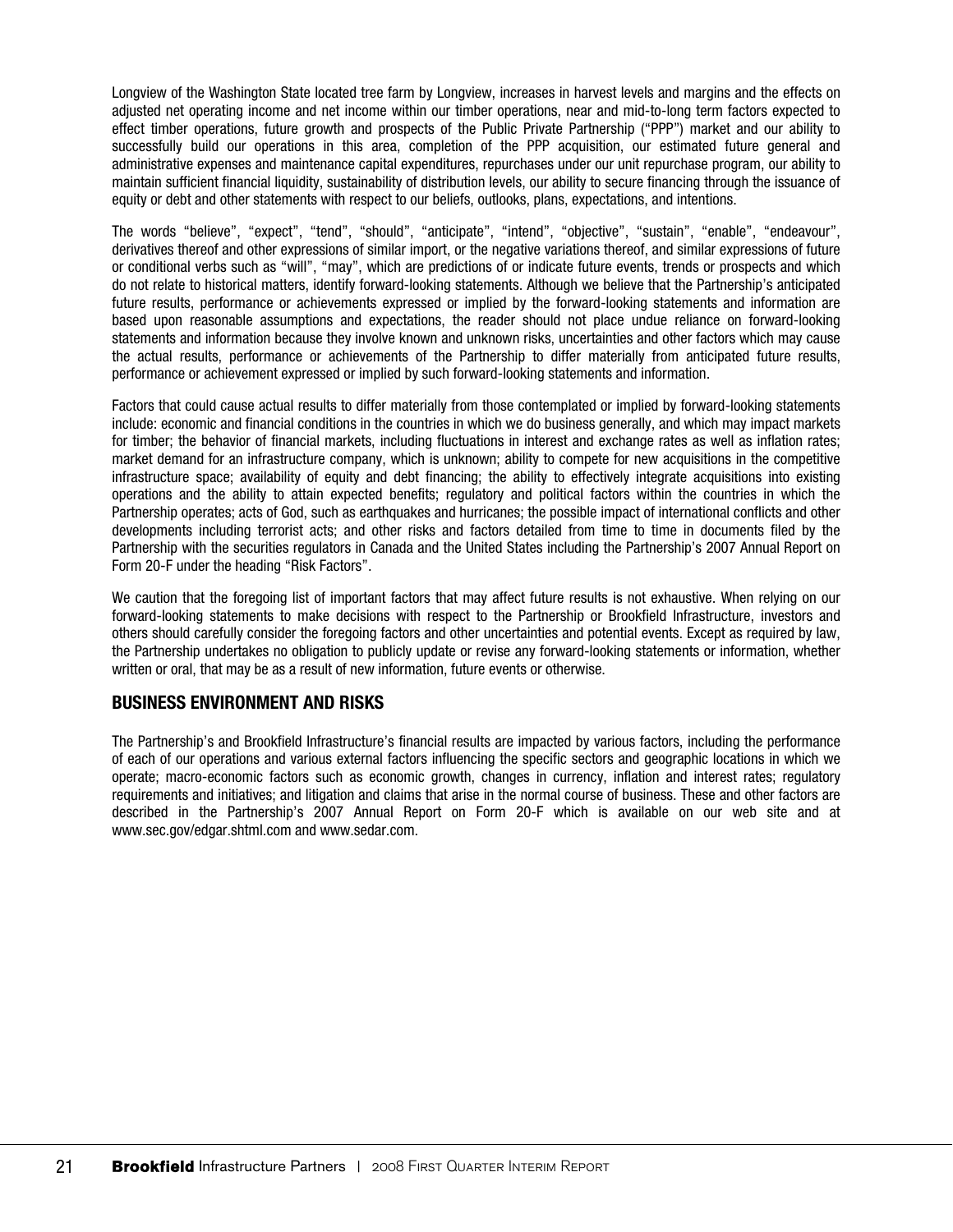Longview of the Washington State located tree farm by Longview, increases in harvest levels and margins and the effects on adjusted net operating income and net income within our timber operations, near and mid-to-long term factors expected to effect timber operations, future growth and prospects of the Public Private Partnership ("PPP") market and our ability to successfully build our operations in this area, completion of the PPP acquisition, our estimated future general and administrative expenses and maintenance capital expenditures, repurchases under our unit repurchase program, our ability to maintain sufficient financial liquidity, sustainability of distribution levels, our ability to secure financing through the issuance of equity or debt and other statements with respect to our beliefs, outlooks, plans, expectations, and intentions.

The words "believe", "expect", "tend", "should", "anticipate", "intend", "objective", "sustain", "enable", "endeavour", derivatives thereof and other expressions of similar import, or the negative variations thereof, and similar expressions of future or conditional verbs such as "will", "may", which are predictions of or indicate future events, trends or prospects and which do not relate to historical matters, identify forward-looking statements. Although we believe that the Partnership's anticipated future results, performance or achievements expressed or implied by the forward-looking statements and information are based upon reasonable assumptions and expectations, the reader should not place undue reliance on forward-looking statements and information because they involve known and unknown risks, uncertainties and other factors which may cause the actual results, performance or achievements of the Partnership to differ materially from anticipated future results, performance or achievement expressed or implied by such forward-looking statements and information.

Factors that could cause actual results to differ materially from those contemplated or implied by forward-looking statements include: economic and financial conditions in the countries in which we do business generally, and which may impact markets for timber; the behavior of financial markets, including fluctuations in interest and exchange rates as well as inflation rates; market demand for an infrastructure company, which is unknown; ability to compete for new acquisitions in the competitive infrastructure space; availability of equity and debt financing; the ability to effectively integrate acquisitions into existing operations and the ability to attain expected benefits; regulatory and political factors within the countries in which the Partnership operates; acts of God, such as earthquakes and hurricanes; the possible impact of international conflicts and other developments including terrorist acts; and other risks and factors detailed from time to time in documents filed by the Partnership with the securities regulators in Canada and the United States including the Partnership's 2007 Annual Report on Form 20-F under the heading "Risk Factors".

We caution that the foregoing list of important factors that may affect future results is not exhaustive. When relying on our forward-looking statements to make decisions with respect to the Partnership or Brookfield Infrastructure, investors and others should carefully consider the foregoing factors and other uncertainties and potential events. Except as required by law, the Partnership undertakes no obligation to publicly update or revise any forward-looking statements or information, whether written or oral, that may be as a result of new information, future events or otherwise.

## BUSINESS ENVIRONMENT AND RISKS

The Partnership's and Brookfield Infrastructure's financial results are impacted by various factors, including the performance of each of our operations and various external factors influencing the specific sectors and geographic locations in which we operate; macro-economic factors such as economic growth, changes in currency, inflation and interest rates; regulatory requirements and initiatives; and litigation and claims that arise in the normal course of business. These and other factors are described in the Partnership's 2007 Annual Report on Form 20-F which is available on our web site and at www.sec.gov/edgar.shtml.com and www.sedar.com.